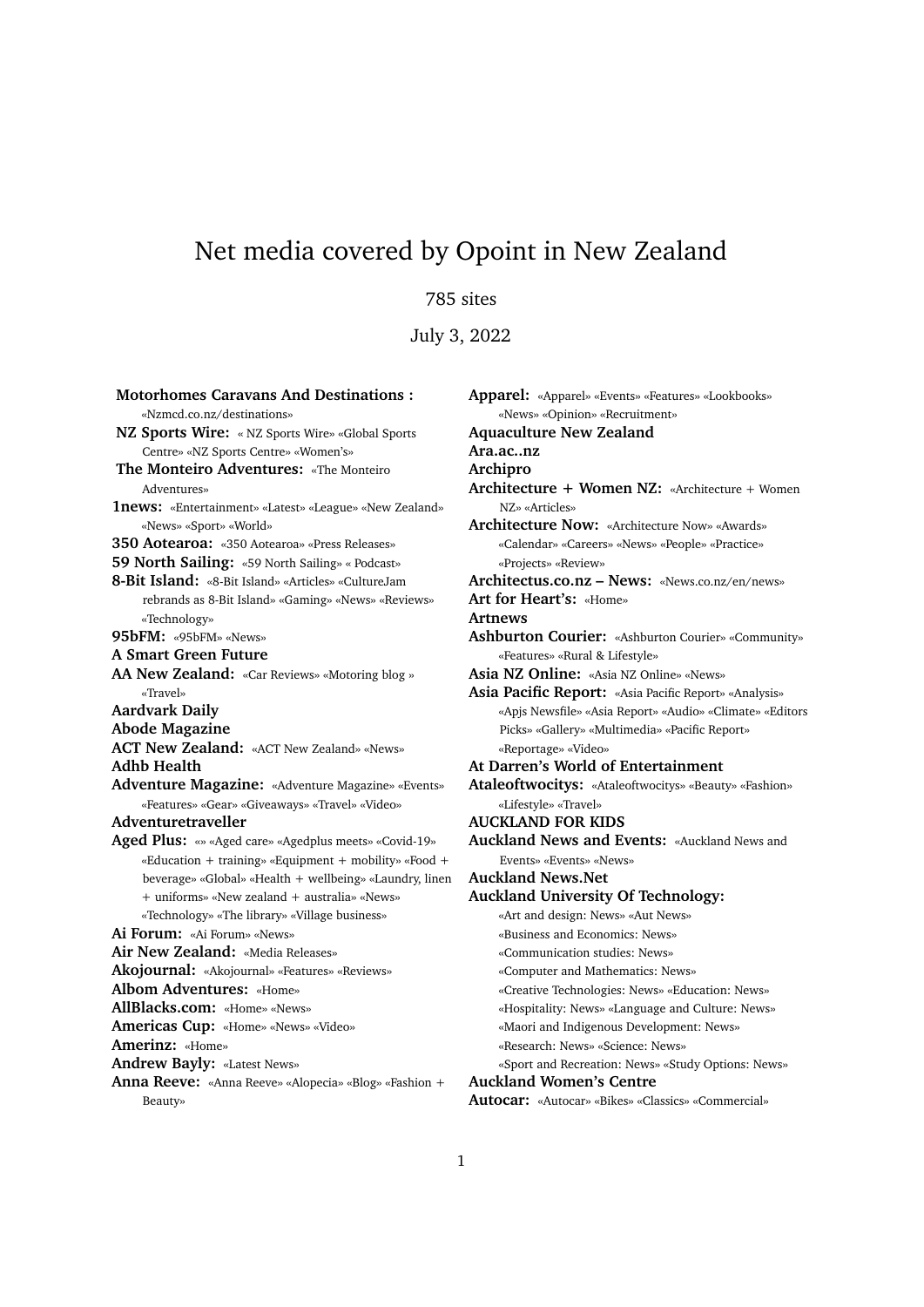# Net media covered by Opoint in New Zealand

785 sites

July 3, 2022

**Motorhomes Caravans And Destinations :** «Nzmcd.co.nz/destinations»

**NZ Sports Wire:** « NZ Sports Wire» «Global Sports Centre» «NZ Sports Centre» «Women's»

**The Monteiro Adventures:** «The Monteiro Adventures»

**1news:** «Entertainment» «Latest» «League» «New Zealand» «News» «Sport» «World»

**350 Aotearoa:** «350 Aotearoa» «Press Releases»

**59 North Sailing:** «59 North Sailing» « Podcast»

**8-Bit Island:** «8-Bit Island» «Articles» «CultureJam rebrands as 8-Bit Island» «Gaming» «News» «Reviews» «Technology»

**95bFM:** «95bFM» «News»

**A Smart Green Future**

**AA New Zealand:** «Car Reviews» «Motoring blog » «Travel»

**Aardvark Daily**

**Abode Magazine**

**ACT New Zealand:** «ACT New Zealand» «News»

**Adhb Health**

**Adventure Magazine:** «Adventure Magazine» «Events» «Features» «Gear» «Giveaways» «Travel» «Video»

**Adventuretraveller**

**Aged Plus:** «» «Aged care» «Agedplus meets» «Covid-19» «Education + training» «Equipment + mobility» «Food + beverage» «Global» «Health + wellbeing» «Laundry, linen + uniforms» «New zealand + australia» «News» «Technology» «The library» «Village business»

**Ai Forum:** «Ai Forum» «News»

**Air New Zealand:** «Media Releases»

**Akojournal:** «Akojournal» «Features» «Reviews»

**Albom Adventures:** «Home»

**AllBlacks.com:** «Home» «News»

**Americas Cup:** «Home» «News» «Video»

**Amerinz:** «Home»

**Andrew Bayly:** «Latest News»

**Anna Reeve:** «Anna Reeve» «Alopecia» «Blog» «Fashion + Beauty»

**Apparel:** «Apparel» «Events» «Features» «Lookbooks» «News» «Opinion» «Recruitment»

**Aquaculture New Zealand**

**Ara.ac..nz**

**Archipro**

**Architecture + Women NZ:** «Architecture + Women NZ» «Articles»

**Architecture Now:** «Architecture Now» «Awards» «Calendar» «Careers» «News» «People» «Practice» «Projects» «Review»

**Architectus.co.nz – News:** «News.co.nz/en/news»

**Art for Heart's:** «Home»

**Artnews**

**Ashburton Courier:** «Ashburton Courier» «Community» «Features» «Rural & Lifestyle»

**Asia NZ Online:** «Asia NZ Online» «News»

**Asia Pacific Report:** «Asia Pacific Report» «Analysis» «Apjs Newsfile» «Asia Report» «Audio» «Climate» «Editors Picks» «Gallery» «Multimedia» «Pacific Report» «Reportage» «Video»

**At Darren's World of Entertainment**

**Ataleoftwocitys:** «Ataleoftwocitys» «Beauty» «Fashion» «Lifestyle» «Travel»

**AUCKLAND FOR KIDS**

**Auckland News and Events:** «Auckland News and Events» «Events» «News»

**Auckland News.Net**

**Auckland University Of Technology:** «Art and design: News» «Aut News» «Business and Economics: News» «Communication studies: News» «Computer and Mathematics: News» «Creative Technologies: News» «Education: News» «Hospitality: News» «Language and Culture: News» «Maori and Indigenous Development: News» «Research: News» «Science: News» «Sport and Recreation: News» «Study Options: News»

**Auckland Women's Centre**

**Autocar:** «Autocar» «Bikes» «Classics» «Commercial»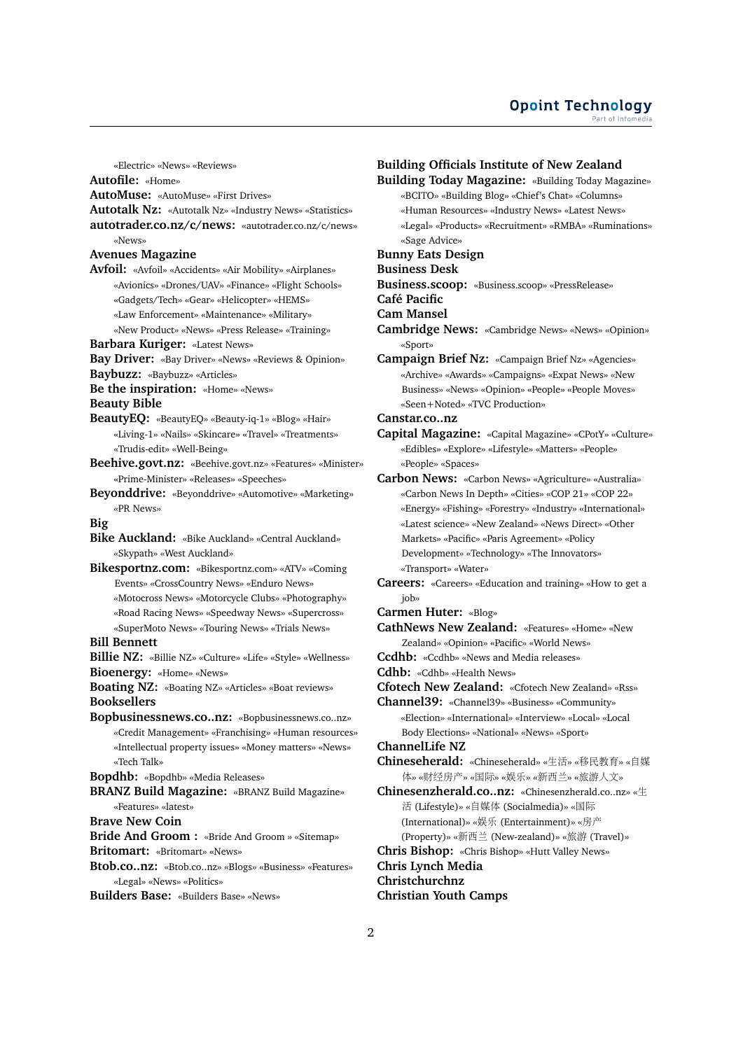«Electric» «News» «Reviews»

**Autofile:** «Home»

**AutoMuse:** «AutoMuse» «First Drives»

**Autotalk Nz:** «Autotalk Nz» «Industry News» «Statistics»

**autotrader.co.nz/c/news:** «autotrader.co.nz/c/news» «News»

**Avenues Magazine**

**Avfoil:** «Avfoil» «Accidents» «Air Mobility» «Airplanes» «Avionics» «Drones/UAV» «Finance» «Flight Schools» «Gadgets/Tech» «Gear» «Helicopter» «HEMS» «Law Enforcement» «Maintenance» «Military» «New Product» «News» «Press Release» «Training»

**Barbara Kuriger:** «Latest News»

**Bay Driver:** «Bay Driver» «News» «Reviews & Opinion»

**Baybuzz:** «Baybuzz» «Articles»

**Be the inspiration:** «Home» «News»

**Beauty Bible**

**BeautyEQ:** «BeautyEQ» «Beauty-iq-1» «Blog» «Hair» «Living-1» «Nails» «Skincare» «Travel» «Treatments» «Trudis-edit» «Well-Being»

**Beehive.govt.nz:** «Beehive.govt.nz» «Features» «Minister» «Prime-Minister» «Releases» «Speeches»

**Beyonddrive:** «Beyonddrive» «Automotive» «Marketing» «PR News»

**Big**

**Bike Auckland:** «Bike Auckland» «Central Auckland» «Skypath» «West Auckland»

**Bikesportnz.com:** «Bikesportnz.com» «ATV» «Coming Events» «CrossCountry News» «Enduro News» «Motocross News» «Motorcycle Clubs» «Photography» «Road Racing News» «Speedway News» «Supercross» «SuperMoto News» «Touring News» «Trials News»

**Bill Bennett**

**Billie NZ:** «Billie NZ» «Culture» «Life» «Style» «Wellness»

**Bioenergy:** «Home» «News»

**Boating NZ:** «Boating NZ» «Articles» «Boat reviews»

**Booksellers**

**Bopbusinessnews.co..nz:** «Bopbusinessnews.co..nz» «Credit Management» «Franchising» «Human resources» «Intellectual property issues» «Money matters» «News» «Tech Talk»

**Bopdhb:** «Bopdhb» «Media Releases»

**BRANZ Build Magazine:** «BRANZ Build Magazine» «Features» «latest»

**Brave New Coin**

**Bride And Groom :** «Bride And Groom » «Sitemap»

**Britomart:** «Britomart» «News»

**Btob.co..nz:** «Btob.co..nz» «Blogs» «Business» «Features» «Legal» «News» «Politics»

**Builders Base:** «Builders Base» «News»

**Building Officials Institute of New Zealand**

**Building Today Magazine:** «Building Today Magazine» «BCITO» «Building Blog» «Chief's Chat» «Columns» «Human Resources» «Industry News» «Latest News» «Legal» «Products» «Recruitment» «RMBA» «Ruminations» «Sage Advice»

**Bunny Eats Design**

**Business Desk**

**Business.scoop:** «Business.scoop» «PressRelease»

**Café Pacific**

**Cam Mansel**

**Cambridge News:** «Cambridge News» «News» «Opinion» «Sport»

**Campaign Brief Nz:** «Campaign Brief Nz» «Agencies» «Archive» «Awards» «Campaigns» «Expat News» «New Business» «News» «Opinion» «People» «People Moves» «Seen+Noted» «TVC Production»

**Canstar.co..nz**

**Capital Magazine:** «Capital Magazine» «CPotY» «Culture» «Edibles» «Explore» «Lifestyle» «Matters» «People» «People» «Spaces»

**Carbon News:** «Carbon News» «Agriculture» «Australia» «Carbon News In Depth» «Cities» «COP 21» «COP 22» «Energy» «Fishing» «Forestry» «Industry» «International» «Latest science» «New Zealand» «News Direct» «Other Markets» «Pacific» «Paris Agreement» «Policy Development» «Technology» «The Innovators» «Transport» «Water»

**Careers:** «Careers» «Education and training» «How to get a job»

**Carmen Huter:** «Blog»

**CathNews New Zealand:** «Features» «Home» «New Zealand» «Opinion» «Pacific» «World News»

**Ccdhb:** «Ccdhb» «News and Media releases»

**Cdhb:** «Cdhb» «Health News»

**Cfotech New Zealand:** «Cfotech New Zealand» «Rss»

**Channel39:** «Channel39» «Business» «Community» «Election» «International» «Interview» «Local» «Local Body Elections» «National» «News» «Sport»

**ChannelLife NZ**

**Chineseherald:** «Chineseherald» «生活» «移民教育» «自媒体» «财经房产» «国际» «娱乐» «新西兰» «旅游人文»

**Chinesenzherald.co..nz:** «Chinesenzherald.co..nz» «生活 (Lifestyle)» «自媒体 (Socialmedia)» «国际 (International)» «娱乐 (Entertainment)» «房产 (Property)» «新西兰 (New-zealand)» «旅游 (Travel)»

**Chris Bishop:** «Chris Bishop» «Hutt Valley News»

**Chris Lynch Media**

**Christchurchnz**

**Christian Youth Camps**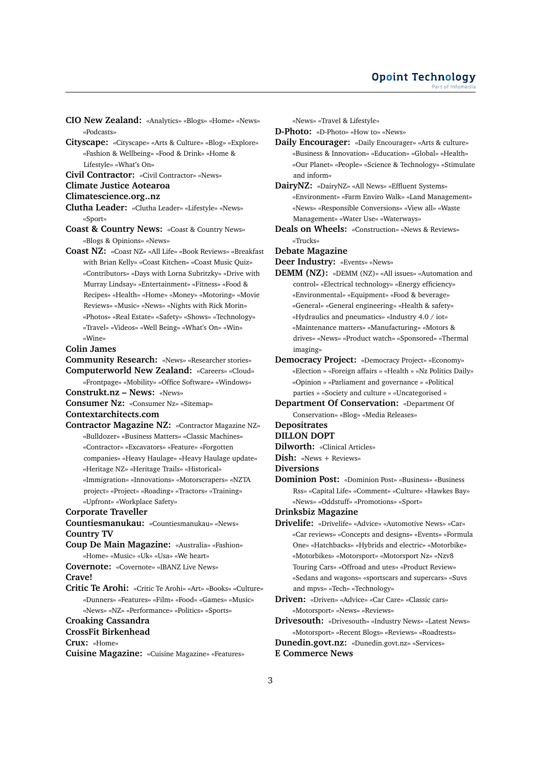**CIO New Zealand:** «Analytics» «Blogs» «Home» «News» «Podcasts»

**Cityscape:** «Cityscape» «Arts & Culture» «Blog» «Explore» «Fashion & Wellbeing» «Food & Drink» «Home & Lifestyle» «What's On»

**Civil Contractor:** «Civil Contractor» «News»

**Climate Justice Aotearoa**

**Climatescience.org..nz**

**Clutha Leader:** «Clutha Leader» «Lifestyle» «News» «Sport»

**Coast & Country News:** «Coast & Country News» «Blogs & Opinions» «News»

**Coast NZ:** «Coast NZ» «All Life» «Book Reviews» «Breakfast with Brian Kelly» «Coast Kitchen» «Coast Music Quiz» «Contributors» «Days with Lorna Subritzky» «Drive with Murray Lindsay» «Entertainment» «Fitness» «Food & Recipes» «Health» «Home» «Money» «Motoring» «Movie Reviews» «Music» «News» «Nights with Rick Morin» «Photos» «Real Estate» «Safety» «Shows» «Technology» «Travel» «Videos» «Well Being» «What's On» «Win» «Wine»

**Colin James**

**Community Research:** «News» «Researcher stories»

**Computerworld New Zealand:** «Careers» «Cloud» «Frontpage» «Mobility» «Office Software» «Windows»

**Construkt.nz – News:** «News»

**Consumer Nz:** «Consumer Nz» «Sitemap»

**Contextarchitects.com**

**Contractor Magazine NZ:** «Contractor Magazine NZ» «Bulldozer» «Business Matters» «Classic Machines» «Contractor» «Excavators» «Feature» «Forgotten companies» «Heavy Haulage» «Heavy Haulage update» «Heritage NZ» «Heritage Trails» «Historical» «Immigration» «Innovations» «Motorscrapers» «NZTA project» «Project» «Roading» «Tractors» «Training» «Upfront» «Workplace Safety»

**Corporate Traveller**

**Countiesmanukau:** «Countiesmanukau» «News»

**Country TV**

**Coup De Main Magazine:** «Australia» «Fashion» «Home» «Music» «Uk» «Usa» «We heart»

**Covernote:** «Covernote» «IBANZ Live News»

**Crave!**

**Critic Te Arohi:** «Critic Te Arohi» «Art» «Books» «Culture» «Dunners» «Features» «Film» «Food» «Games» «Music» «News» «NZ» «Performance» «Politics» «Sports»

**Croaking Cassandra**

**CrossFit Birkenhead**

**Crux:** «Home»

**Cuisine Magazine:** «Cuisine Magazine» «Features» «News» «Travel & Lifestyle»

**D-Photo:** «D-Photo» «How to» «News»

**Daily Encourager:** «Daily Encourager» «Arts & culture» «Business & Innovation» «Education» «Global» «Health» «Our Planet» «People» «Science & Technology» «Stimulate and inform»

**DairyNZ:** «DairyNZ» «All News» «Effluent Systems» «Environment» «Farm Enviro Walk» «Land Management» «News» «Responsible Conversions» «View all» «Waste Management» «Water Use» «Waterways»

**Deals on Wheels:** «Construction» «News & Reviews» «Trucks»

**Debate Magazine**

**Deer Industry:** «Events» «News»

**DEMM (NZ):** «DEMM (NZ)» «All issues» «Automation and control» «Electrical technology» «Energy efficiency» «Environmental» «Equipment» «Food & beverage» «General» «General engineering» «Health & safety» «Hydraulics and pneumatics» «Industry 4.0 / iot» «Maintenance matters» «Manufacturing» «Motors & drives» «News» «Product watch» «Sponsored» «Thermal imaging»

**Democracy Project:** «Democracy Project» «Economy» «Election » «Foreign affairs » «Health » «Nz Politics Daily» «Opinion » «Parliament and governance » «Political parties » «Society and culture » «Uncategorised »

**Department Of Conservation:** «Department Of Conservation» «Blog» «Media Releases»

**Depositrates**

**DILLON DOPT**

**Dilworth:** «Clinical Articles»

**Dish:** «News + Reviews»

**Diversions**

**Dominion Post:** «Dominion Post» «Business» «Business Rss» «Capital Life» «Comment» «Culture» «Hawkes Bay» «News» «Oddstuff» «Promotions» «Sport»

**Drinksbiz Magazine**

**Drivelife:** «Drivelife» «Advice» «Automotive News» «Car» «Car reviews» «Concepts and designs» «Events» «Formula One» «Hatchbacks» «Hybrids and electric» «Motorbike» «Motorbikes» «Motorsport» «Motorsport Nz» «Nzv8 Touring Cars» «Offroad and utes» «Product Review» «Sedans and wagons» «sportscars and supercars» «Suvs and mpvs» «Tech» «Technology»

**Driven:** «Driven» «Advice» «Car Care» «Classic cars» «Motorsport» «News» «Reviews»

**Drivesouth:** «Drivesouth» «Industry News» «Latest News» «Motorsport» «Recent Blogs» «Reviews» «Roadtests»

**Dunedin.govt.nz:** «Dunedin.govt.nz» «Services»

**E Commerce News**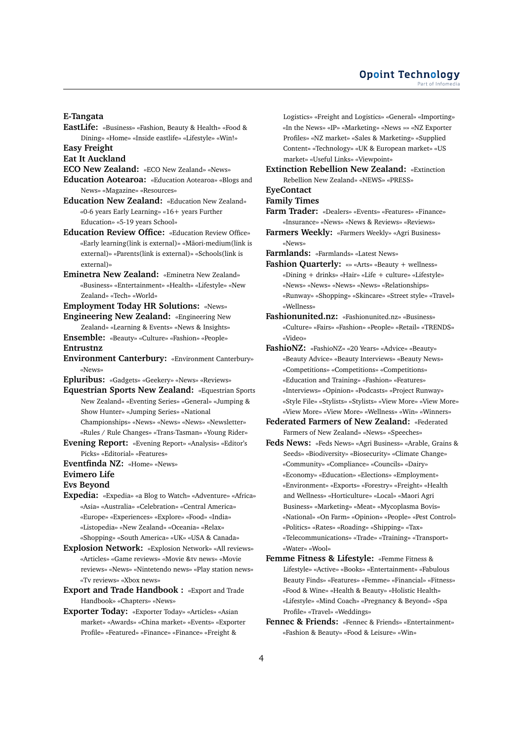**E-Tangata**

**EastLife:** «Business» «Fashion, Beauty & Health» «Food & Dining» «Home» «Inside eastlife» «Lifestyle» «Win!»

**Easy Freight**

**Eat It Auckland**

**ECO New Zealand:** «ECO New Zealand» «News»

**Education Aotearoa:** «Education Aotearoa» «Blogs and News» «Magazine» «Resources»

**Education New Zealand:** «Education New Zealand» «0-6 years Early Learning» «16+ years Further Education» «5-19 years School»

**Education Review Office:** «Education Review Office» «Early learning(link is external)» «Māori-medium(link is external)» «Parents(link is external)» «Schools(link is external)»

**Eminetra New Zealand:** «Eminetra New Zealand» «Business» «Entertainment» «Health» «Lifestyle» «New Zealand» «Tech» «World»

**Employment Today HR Solutions:** «News»

**Engineering New Zealand:** «Engineering New Zealand» «Learning & Events» «News & Insights»

**Ensemble:** «Beauty» «Culture» «Fashion» «People»

**Entrustnz**

**Environment Canterbury:** «Environment Canterbury» «News»

**Epluribus:** «Gadgets» «Geekery» «News» «Reviews»

**Equestrian Sports New Zealand:** «Equestrian Sports New Zealand» «Eventing Series» «General» «Jumping & Show Hunter» «Jumping Series» «National Championships» «News» «News» «News» «Newsletter» «Rules / Rule Changes» «Trans-Tasman» «Young Rider»

**Evening Report:** «Evening Report» «Analysis» «Editor's Picks» «Editorial» «Features»

**Eventfinda NZ:** «Home» «News»

**Evimero Life**

**Evs Beyond**

**Expedia:** «Expedia» «a Blog to Watch» «Adventure» «Africa» «Asia» «Australia» «Celebration» «Central America» «Europe» «Experiences» «Explore» «Food» «India» «Listopedia» «New Zealand» «Oceania» «Relax» «Shopping» «South America» «UK» «USA & Canada»

**Explosion Network:** «Explosion Network» «All reviews» «Articles» «Game reviews» «Movie &tv news» «Movie reviews» «News» «Nintetendo news» «Play station news» «Tv reviews» «Xbox news»

**Export and Trade Handbook :** «Export and Trade Handbook» «Chapters» «News»

**Exporter Today:** «Exporter Today» «Articles» «Asian market» «Awards» «China market» «Events» «Exporter Profile» «Featured» «Finance» «Finance» «Freight & Logistics» «Freight and Logistics» «General» «Importing» «In the News» «IP» «Marketing» «News »» «NZ Exporter Profiles» «NZ market» «Sales & Marketing» «Supplied Content» «Technology» «UK & European market» «US market» «Useful Links» «Viewpoint»

**Extinction Rebellion New Zealand:** «Extinction Rebellion New Zealand» «NEWS» «PRESS»

**EyeContact**

**Family Times**

**Farm Trader:** «Dealers» «Events» «Features» «Finance» «Insurance» «News» «News & Reviews» «Reviews»

**Farmers Weekly:** «Farmers Weekly» «Agri Business» «News»

**Farmlands:** «Farmlands» «Latest News»

**Fashion Quarterly:** «» «Arts» «Beauty + wellness» «Dining + drinks» «Hair» «Life + culture» «Lifestyle» «News» «News» «News» «News» «Relationships» «Runway» «Shopping» «Skincare» «Street style» «Travel» «Wellness»

**Fashionunited.nz:** «Fashionunited.nz» «Business» «Culture» «Fairs» «Fashion» «People» «Retail» «TRENDS» «Video»

**FashioNZ:** «FashioNZ» «20 Years» «Advice» «Beauty» «Beauty Advice» «Beauty Interviews» «Beauty News» «Competitions» «Competitions» «Competitions» «Education and Training» «Fashion» «Features» «Interviews» «Opinion» «Podcasts» «Project Runway» «Style File» «Stylists» «Stylists» «View More» «View More» «View More» «View More» «Wellness» «Win» «Winners»

**Federated Farmers of New Zealand:** «Federated Farmers of New Zealand» «News» «Speeches»

**Feds News:** «Feds News» «Agri Business» «Arable, Grains & Seeds» «Biodiversity» «Biosecurity» «Climate Change» «Community» «Compliance» «Councils» «Dairy» «Economy» «Education» «Elections» «Employment» «Environment» «Exports» «Forestry» «Freight» «Health and Wellness» «Horticulture» «Local» «Maori Agri Business» «Marketing» «Meat» «Mycoplasma Bovis» «National» «On Farm» «Opinion» «People» «Pest Control» «Politics» «Rates» «Roading» «Shipping» «Tax» «Telecommunications» «Trade» «Training» «Transport» «Water» «Wool»

**Femme Fitness & Lifestyle:** «Femme Fitness & Lifestyle» «Active» «Books» «Entertainment» «Fabulous Beauty Finds» «Features» «Femme» «Financial» «Fitness» «Food & Wine» «Health & Beauty» «Holistic Health» «Lifestyle» «Mind Coach» «Pregnancy & Beyond» «Spa Profile» «Travel» «Weddings»

**Fennec & Friends:** «Fennec & Friends» «Entertainment» «Fashion & Beauty» «Food & Leisure» «Win»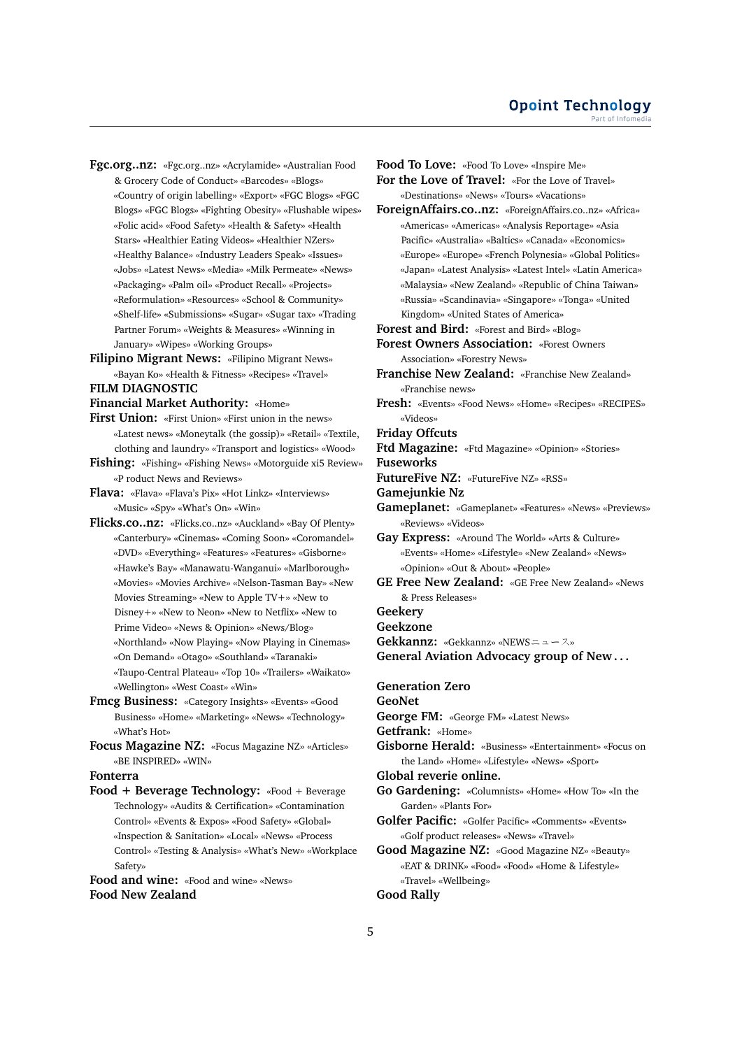**Fgc.org..nz:** «Fgc.org..nz» «Acrylamide» «Australian Food & Grocery Code of Conduct» «Barcodes» «Blogs» «Country of origin labelling» «Export» «FGC Blogs» «FGC Blogs» «FGC Blogs» «Fighting Obesity» «Flushable wipes» «Folic acid» «Food Safety» «Health & Safety» «Health Stars» «Healthier Eating Videos» «Healthier NZers» «Healthy Balance» «Industry Leaders Speak» «Issues» «Jobs» «Latest News» «Media» «Milk Permeate» «News» «Packaging» «Palm oil» «Product Recall» «Projects» «Reformulation» «Resources» «School & Community» «Shelf-life» «Submissions» «Sugar» «Sugar tax» «Trading Partner Forum» «Weights & Measures» «Winning in January» «Wipes» «Working Groups»

**Filipino Migrant News:** «Filipino Migrant News» «Bayan Ko» «Health & Fitness» «Recipes» «Travel»

**FILM DIAGNOSTIC**

**Financial Market Authority:** «Home»

**First Union:** «First Union» «First union in the news» «Latest news» «Moneytalk (the gossip)» «Retail» «Textile, clothing and laundry» «Transport and logistics» «Wood»

**Fishing:** «Fishing» «Fishing News» «Motorguide xi5 Review» «P roduct News and Reviews»

**Flava:** «Flava» «Flava's Pix» «Hot Linkz» «Interviews» «Music» «Spy» «What's On» «Win»

**Flicks.co..nz:** «Flicks.co..nz» «Auckland» «Bay Of Plenty» «Canterbury» «Cinemas» «Coming Soon» «Coromandel» «DVD» «Everything» «Features» «Features» «Gisborne» «Hawke's Bay» «Manawatu-Wanganui» «Marlborough» «Movies» «Movies Archive» «Nelson-Tasman Bay» «New Movies Streaming» «New to Apple TV+» «New to Disney+» «New to Neon» «New to Netflix» «New to Prime Video» «News & Opinion» «News/Blog» «Northland» «Now Playing» «Now Playing in Cinemas» «On Demand» «Otago» «Southland» «Taranaki» «Taupo-Central Plateau» «Top 10» «Trailers» «Waikato» «Wellington» «West Coast» «Win»

**Fmcg Business:** «Category Insights» «Events» «Good Business» «Home» «Marketing» «News» «Technology» «What's Hot»

**Focus Magazine NZ:** «Focus Magazine NZ» «Articles» «BE INSPIRED» «WIN»

**Fonterra**

**Food + Beverage Technology:** «Food + Beverage Technology» «Audits & Certification» «Contamination Control» «Events & Expos» «Food Safety» «Global» «Inspection & Sanitation» «Local» «News» «Process Control» «Testing & Analysis» «What's New» «Workplace Safety»

**Food and wine:** «Food and wine» «News»

**Food New Zealand**

**Food To Love:** «Food To Love» «Inspire Me»

**For the Love of Travel:** «For the Love of Travel» «Destinations» «News» «Tours» «Vacations»

**ForeignAffairs.co..nz:** «ForeignAffairs.co..nz» «Africa» «Americas» «Americas» «Analysis Reportage» «Asia Pacific» «Australia» «Baltics» «Canada» «Economics» «Europe» «Europe» «French Polynesia» «Global Politics» «Japan» «Latest Analysis» «Latest Intel» «Latin America» «Malaysia» «New Zealand» «Republic of China Taiwan» «Russia» «Scandinavia» «Singapore» «Tonga» «United Kingdom» «United States of America»

**Forest and Bird:** «Forest and Bird» «Blog»

**Forest Owners Association:** «Forest Owners Association» «Forestry News»

**Franchise New Zealand:** «Franchise New Zealand» «Franchise news»

**Fresh:** «Events» «Food News» «Home» «Recipes» «RECIPES» «Videos»

**Friday Offcuts**

**Ftd Magazine:** «Ftd Magazine» «Opinion» «Stories»

**Fuseworks**

**FutureFive NZ:** «FutureFive NZ» «RSS»

**Gamejunkie Nz**

**Gameplanet:** «Gameplanet» «Features» «News» «Previews» «Reviews» «Videos»

**Gay Express:** «Around The World» «Arts & Culture» «Events» «Home» «Lifestyle» «New Zealand» «News» «Opinion» «Out & About» «People»

**GE Free New Zealand:** «GE Free New Zealand» «News & Press Releases»

**Geekery**

**Geekzone**

**Gekkannz:** «Gekkannz» «NEWSニュース»

**General Aviation Advocacy group of New . . .**

**Generation Zero**

**GeoNet**

**George FM:** «George FM» «Latest News»

**Getfrank:** «Home»

**Gisborne Herald:** «Business» «Entertainment» «Focus on the Land» «Home» «Lifestyle» «News» «Sport»

**Global reverie online.**

**Go Gardening:** «Columnists» «Home» «How To» «In the Garden» «Plants For»

**Golfer Pacific:** «Golfer Pacific» «Comments» «Events» «Golf product releases» «News» «Travel»

**Good Magazine NZ:** «Good Magazine NZ» «Beauty» «EAT & DRINK» «Food» «Food» «Home & Lifestyle» «Travel» «Wellbeing»

**Good Rally**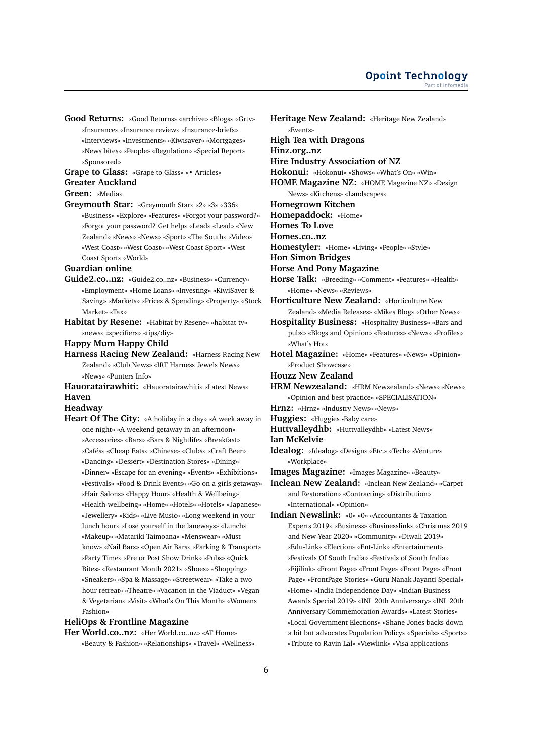**Good Returns:** «Good Returns» «archive» «Blogs» «Grtv» «Insurance» «Insurance review» «Insurance-briefs» «Interviews» «Investments» «Kiwisaver» «Mortgages» «News bites» «People» «Regulation» «Special Report» «Sponsored»

**Grape to Glass:** «Grape to Glass» «• Articles»

**Greater Auckland**

**Green:** «Media»

**Greymouth Star:** «Greymouth Star» «2» «3» «336» «Business» «Explore» «Features» «Forgot your password?» «Forgot your password? Get help» «Lead» «Lead» «New Zealand» «News» «News» «Sport» «The South» «Video» «West Coast» «West Coast» «West Coast Sport» «West Coast Sport» «World»

**Guardian online**

**Guide2.co..nz:** «Guide2.co..nz» «Business» «Currency» «Employment» «Home Loans» «Investing» «KiwiSaver & Saving» «Markets» «Prices & Spending» «Property» «Stock Market» «Tax»

**Habitat by Resene:** «Habitat by Resene» «habitat tv» «news» «specifiers» «tips/diy»

**Happy Mum Happy Child**

**Harness Racing New Zealand:** «Harness Racing New Zealand» «Club News» «IRT Harness Jewels News» «News» «Punters Info»

**Hauoratairawhiti:** «Hauoratairawhiti» «Latest News»

**Haven**

**Headway**

**Heart Of The City:** «A holiday in a day» «A week away in one night» «A weekend getaway in an afternoon» «Accessories» «Bars» «Bars & Nightlife» «Breakfast» «Cafés» «Cheap Eats» «Chinese» «Clubs» «Craft Beer» «Dancing» «Dessert» «Destination Stores» «Dining» «Dinner» «Escape for an evening» «Events» «Exhibitions» «Festivals» «Food & Drink Events» «Go on a girls getaway» «Hair Salons» «Happy Hour» «Health & Wellbeing» «Health-wellbeing» «Home» «Hotels» «Hotels» «Japanese» «Jewellery» «Kids» «Live Music» «Long weekend in your lunch hour» «Lose yourself in the laneways» «Lunch» «Makeup» «Matariki Taimoana» «Menswear» «Must know» «Nail Bars» «Open Air Bars» «Parking & Transport» «Party Time» «Pre or Post Show Drink» «Pubs» «Quick Bites» «Restaurant Month 2021» «Shoes» «Shopping» «Sneakers» «Spa & Massage» «Streetwear» «Take a two hour retreat» «Theatre» «Vacation in the Viaduct» «Vegan & Vegetarian» «Visit» «What's On This Month» «Womens Fashion»

**HeliOps & Frontline Magazine**

**Her World.co..nz:** «Her World.co..nz» «AT Home» «Beauty & Fashion» «Relationships» «Travel» «Wellness»

**Heritage New Zealand:** «Heritage New Zealand» «Events»

**High Tea with Dragons**

**Hinz.org..nz**

**Hire Industry Association of NZ**

**Hokonui:** «Hokonui» «Shows» «What's On» «Win»

**HOME Magazine NZ:** «HOME Magazine NZ» «Design News» «Kitchens» «Landscapes»

**Homegrown Kitchen**

**Homepaddock:** «Home»

**Homes To Love**

**Homes.co..nz**

**Homestyler:** «Home» «Living» «People» «Style»

**Hon Simon Bridges**

**Horse And Pony Magazine**

**Horse Talk:** «Breeding» «Comment» «Features» «Health» «Home» «News» «Reviews»

**Horticulture New Zealand:** «Horticulture New Zealand» «Media Releases» «Mikes Blog» «Other News»

**Hospitality Business:** «Hospitality Business» «Bars and pubs» «Blogs and Opinion» «Features» «News» «Profiles» «What's Hot»

**Hotel Magazine:** «Home» «Features» «News» «Opinion» «Product Showcase»

**Houzz New Zealand**

**HRM Newzealand:** «HRM Newzealand» «News» «News» «Opinion and best practice» «SPECIALISATION»

**Hrnz:** «Hrnz» «Industry News» «News»

**Huggies:** «Huggies -Baby care»

**Huttvalleydhb:** «Huttvalleydhb» «Latest News»

**Ian McKelvie**

**Idealog:** «Idealog» «Design» «Etc.» «Tech» «Venture» «Workplace»

**Images Magazine:** «Images Magazine» «Beauty»

**Inclean New Zealand:** «Inclean New Zealand» «Carpet and Restoration» «Contracting» «Distribution» «International» «Opinion»

**Indian Newslink:** «0» «0» «Accountants & Taxation Experts 2019» «Business» «Businesslink» «Christmas 2019 and New Year 2020» «Community» «Diwali 2019» «Edu-Link» «Election» «Ent-Link» «Entertainment» «Festivals Of South India» «Festivals of South India» «Fijilink» «Front Page» «Front Page» «Front Page» «Front Page» «FrontPage Stories» «Guru Nanak Jayanti Special» «Home» «India Independence Day» «Indian Business Awards Special 2019» «INL 20th Anniversary» «INL 20th Anniversary Commemoration Awards» «Latest Stories» «Local Government Elections» «Shane Jones backs down a bit but advocates Population Policy» «Specials» «Sports» «Tribute to Ravin Lal» «Viewlink» «Visa applications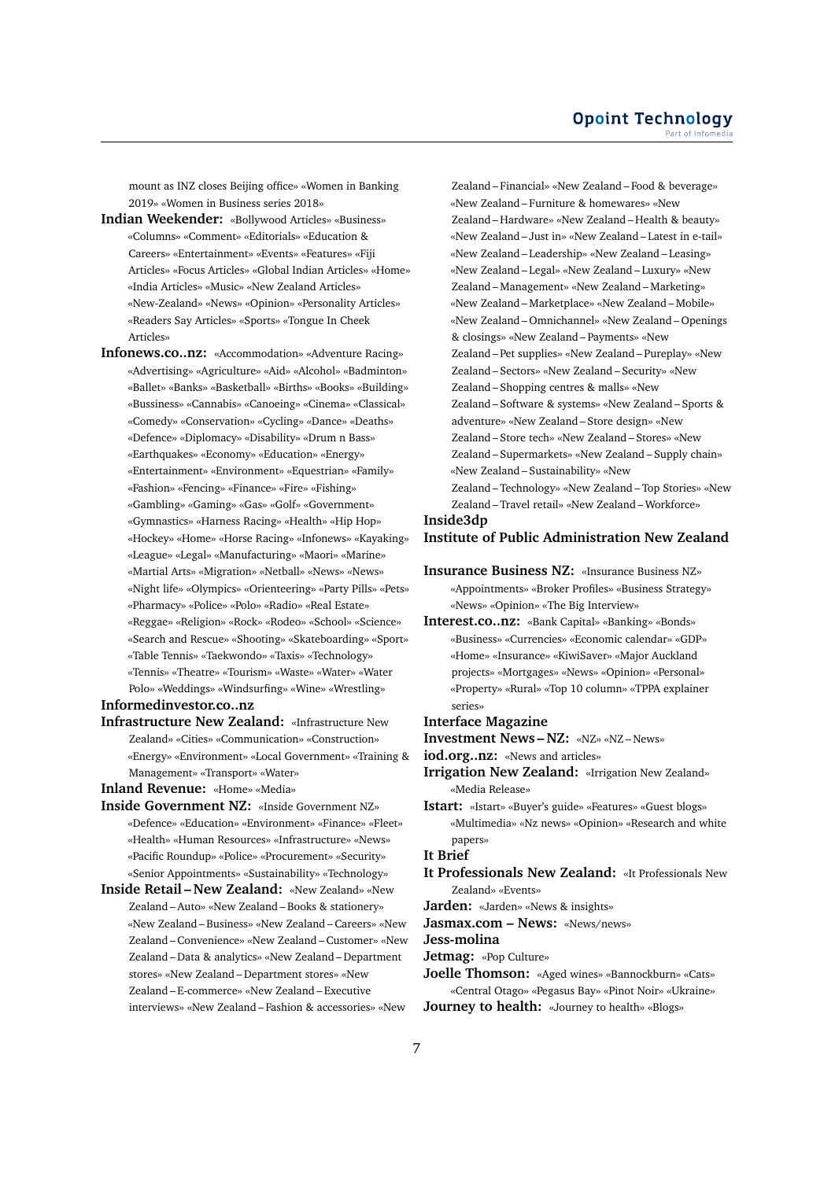mount as INZ closes Beijing office» «Women in Banking 2019» «Women in Business series 2018»

**Indian Weekender:** «Bollywood Articles» «Business» «Columns» «Comment» «Editorials» «Education & Careers» «Entertainment» «Events» «Features» «Fiji Articles» «Focus Articles» «Global Indian Articles» «Home» «India Articles» «Music» «New Zealand Articles» «New-Zealand» «News» «Opinion» «Personality Articles» «Readers Say Articles» «Sports» «Tongue In Cheek Articles»

**Infonews.co..nz:** «Accommodation» «Adventure Racing» «Advertising» «Agriculture» «Aid» «Alcohol» «Badminton» «Ballet» «Banks» «Basketball» «Births» «Books» «Building» «Bussiness» «Cannabis» «Canoeing» «Cinema» «Classical» «Comedy» «Conservation» «Cycling» «Dance» «Deaths» «Defence» «Diplomacy» «Disability» «Drum n Bass» «Earthquakes» «Economy» «Education» «Energy» «Entertainment» «Environment» «Equestrian» «Family» «Fashion» «Fencing» «Finance» «Fire» «Fishing» «Gambling» «Gaming» «Gas» «Golf» «Government» «Gymnastics» «Harness Racing» «Health» «Hip Hop» «Hockey» «Home» «Horse Racing» «Infonews» «Kayaking» «League» «Legal» «Manufacturing» «Maori» «Marine» «Martial Arts» «Migration» «Netball» «News» «News» «Night life» «Olympics» «Orienteering» «Party Pills» «Pets» «Pharmacy» «Police» «Polo» «Radio» «Real Estate» «Reggae» «Religion» «Rock» «Rodeo» «School» «Science» «Search and Rescue» «Shooting» «Skateboarding» «Sport» «Table Tennis» «Taekwondo» «Taxis» «Technology» «Tennis» «Theatre» «Tourism» «Waste» «Water» «Water Polo» «Weddings» «Windsurfing» «Wine» «Wrestling»

**Informedinvestor.co..nz**

**Infrastructure New Zealand:** «Infrastructure New Zealand» «Cities» «Communication» «Construction» «Energy» «Environment» «Local Government» «Training & Management» «Transport» «Water»

**Inland Revenue:** «Home» «Media»

**Inside Government NZ:** «Inside Government NZ» «Defence» «Education» «Environment» «Finance» «Fleet» «Health» «Human Resources» «Infrastructure» «News» «Pacific Roundup» «Police» «Procurement» «Security» «Senior Appointments» «Sustainability» «Technology»

**Inside Retail – New Zealand:** «New Zealand» «New Zealand – Auto» «New Zealand – Books & stationery» «New Zealand – Business» «New Zealand – Careers» «New Zealand – Convenience» «New Zealand – Customer» «New Zealand – Data & analytics» «New Zealand – Department stores» «New Zealand – Department stores» «New Zealand – E-commerce» «New Zealand – Executive interviews» «New Zealand – Fashion & accessories» «New Zealand – Financial» «New Zealand – Food & beverage» «New Zealand – Furniture & homewares» «New Zealand – Hardware» «New Zealand – Health & beauty» «New Zealand – Just in» «New Zealand – Latest in e-tail» «New Zealand – Leadership» «New Zealand – Leasing» «New Zealand – Legal» «New Zealand – Luxury» «New Zealand – Management» «New Zealand – Marketing» «New Zealand – Marketplace» «New Zealand – Mobile» «New Zealand – Omnichannel» «New Zealand – Openings & closings» «New Zealand – Payments» «New Zealand – Pet supplies» «New Zealand – Pureplay» «New Zealand – Sectors» «New Zealand – Security» «New Zealand – Shopping centres & malls» «New Zealand – Software & systems» «New Zealand – Sports & adventure» «New Zealand – Store design» «New Zealand – Store tech» «New Zealand – Stores» «New Zealand – Supermarkets» «New Zealand – Supply chain» «New Zealand – Sustainability» «New Zealand – Technology» «New Zealand – Top Stories» «New Zealand – Travel retail» «New Zealand – Workforce»

**Inside3dp**

**Institute of Public Administration New Zealand**

**Insurance Business NZ:** «Insurance Business NZ» «Appointments» «Broker Profiles» «Business Strategy» «News» «Opinion» «The Big Interview»

**Interest.co..nz:** «Bank Capital» «Banking» «Bonds» «Business» «Currencies» «Economic calendar» «GDP» «Home» «Insurance» «KiwiSaver» «Major Auckland projects» «Mortgages» «News» «Opinion» «Personal» «Property» «Rural» «Top 10 column» «TPPA explainer series»

**Interface Magazine**

**Investment News – NZ:** «NZ» «NZ – News»

**iod.org..nz:** «News and articles»

**Irrigation New Zealand:** «Irrigation New Zealand» «Media Release»

**Istart:** «Istart» «Buyer's guide» «Features» «Guest blogs» «Multimedia» «Nz news» «Opinion» «Research and white papers»

**It Brief**

**It Professionals New Zealand:** «It Professionals New Zealand» «Events»

**Jarden:** «Jarden» «News & insights»

**Jasmax.com – News:** «News/news»

**Jess-molina**

**Jetmag:** «Pop Culture»

**Joelle Thomson:** «Aged wines» «Bannockburn» «Cats» «Central Otago» «Pegasus Bay» «Pinot Noir» «Ukraine»

**Journey to health:** «Journey to health» «Blogs»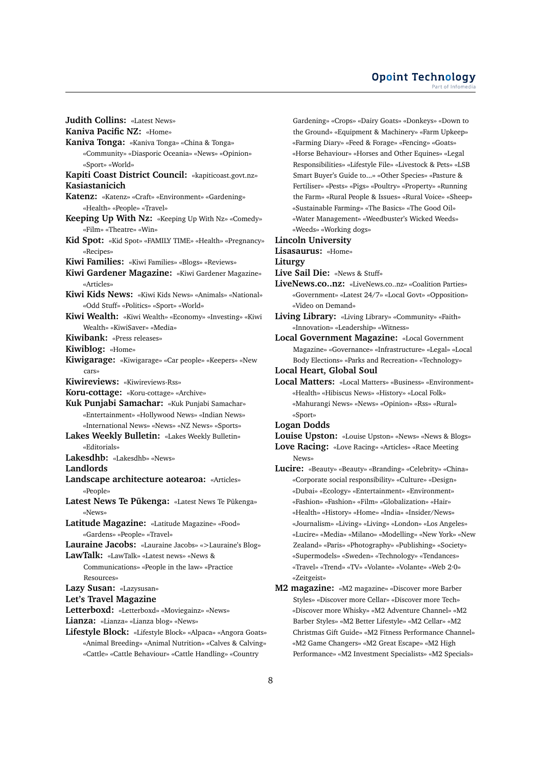**Judith Collins:** «Latest News»
**Kaniva Pacific NZ:** «Home»
**Kaniva Tonga:** «Kaniva Tonga» «China & Tonga» «Community» «Diasporic Oceania» «News» «Opinion» «Sport» «World»
**Kapiti Coast District Council:** «kapiticoast.govt.nz»
**Kasiastanicich**
**Katenz:** «Katenz» «Craft» «Environment» «Gardening» «Health» «People» «Travel»
**Keeping Up With Nz:** «Keeping Up With Nz» «Comedy» «Film» «Theatre» «Win»
**Kid Spot:** «Kid Spot» «FAMILY TIME» «Health» «Pregnancy» «Recipes»
**Kiwi Families:** «Kiwi Families» «Blogs» «Reviews»
**Kiwi Gardener Magazine:** «Kiwi Gardener Magazine» «Articles»
**Kiwi Kids News:** «Kiwi Kids News» «Animals» «National» «Odd Stuff» «Politics» «Sport» «World»
**Kiwi Wealth:** «Kiwi Wealth» «Economy» «Investing» «Kiwi Wealth» «KiwiSaver» «Media»
**Kiwibank:** «Press releases»
**Kiwiblog:** «Home»
**Kiwigarage:** «Kiwigarage» «Car people» «Keepers» «New cars»
**Kiwireviews:** «Kiwireviews-Rss»
**Koru-cottage:** «Koru-cottage» «Archive»
**Kuk Punjabi Samachar:** «Kuk Punjabi Samachar» «Entertainment» «Hollywood News» «Indian News» «International News» «News» «NZ News» «Sports»
**Lakes Weekly Bulletin:** «Lakes Weekly Bulletin» «Editorials»
**Lakesdhb:** «Lakesdhb» «News»
**Landlords**
**Landscape architecture aotearoa:** «Articles» «People»
**Latest News Te Pūkenga:** «Latest News Te Pūkenga» «News»
**Latitude Magazine:** «Latitude Magazine» «Food» «Gardens» «People» «Travel»
**Lauraine Jacobs:** «Lauraine Jacobs» «>Lauraine's Blog»
**LawTalk:** «LawTalk» «Latest news» «News & Communications» «People in the law» «Practice Resources»
**Lazy Susan:** «Lazysusan»
**Let's Travel Magazine**
**Letterboxd:** «Letterboxd» «Moviegainz» «News»
**Lianza:** «Lianza» «Lianza blog» «News»
**Lifestyle Block:** «Lifestyle Block» «Alpaca» «Angora Goats» «Animal Breeding» «Animal Nutrition» «Calves & Calving» «Cattle» «Cattle Behaviour» «Cattle Handling» «Country Gardening» «Crops» «Dairy Goats» «Donkeys» «Down to the Ground» «Equipment & Machinery» «Farm Upkeep» «Farming Diary» «Feed & Forage» «Fencing» «Goats» «Horse Behaviour» «Horses and Other Equines» «Legal Responsibilities» «Lifestyle File» «Livestock & Pets» «LSB Smart Buyer's Guide to...» «Other Species» «Pasture & Fertiliser» «Pests» «Pigs» «Poultry» «Property» «Running the Farm» «Rural People & Issues» «Rural Voice» «Sheep» «Sustainable Farming» «The Basics» «The Good Oil» «Water Management» «Weedbuster's Wicked Weeds» «Weeds» «Working dogs»
**Lincoln University**
**Lisasaurus:** «Home»
**Liturgy**
**Live Sail Die:** «News & Stuff»
**LiveNews.co..nz:** «LiveNews.co..nz» «Coalition Parties» «Government» «Latest 24/7» «Local Govt» «Opposition» «Video on Demand»
**Living Library:** «Living Library» «Community» «Faith» «Innovation» «Leadership» «Witness»
**Local Government Magazine:** «Local Government Magazine» «Governance» «Infrastructure» «Legal» «Local Body Elections» «Parks and Recreation» «Technology»
**Local Heart, Global Soul**
**Local Matters:** «Local Matters» «Business» «Environment» «Health» «Hibiscus News» «History» «Local Folk» «Mahurangi News» «News» «Opinion» «Rss» «Rural» «Sport»
**Logan Dodds**
**Louise Upston:** «Louise Upston» «News» «News & Blogs»
**Love Racing:** «Love Racing» «Articles» «Race Meeting News»
**Lucire:** «Beauty» «Beauty» «Branding» «Celebrity» «China» «Corporate social responsibility» «Culture» «Design» «Dubai» «Ecology» «Entertainment» «Environment» «Fashion» «Fashion» «Film» «Globalization» «Hair» «Health» «History» «Home» «India» «Insider/News» «Journalism» «Living» «Living» «London» «Los Angeles» «Lucire» «Media» «Milano» «Modelling» «New York» «New Zealand» «Paris» «Photography» «Publishing» «Society» «Supermodels» «Sweden» «Technology» «Tendances» «Travel» «Trend» «TV» «Volante» «Volante» «Web 2·0» «Zeitgeist»
**M2 magazine:** «M2 magazine» «Discover more Barber Styles» «Discover more Cellar» «Discover more Tech» «Discover more Whisky» «M2 Adventure Channel» «M2 Barber Styles» «M2 Better Lifestyle» «M2 Cellar» «M2 Christmas Gift Guide» «M2 Fitness Performance Channel» «M2 Game Changers» «M2 Great Escape» «M2 High Performance» «M2 Investment Specialists» «M2 Specials»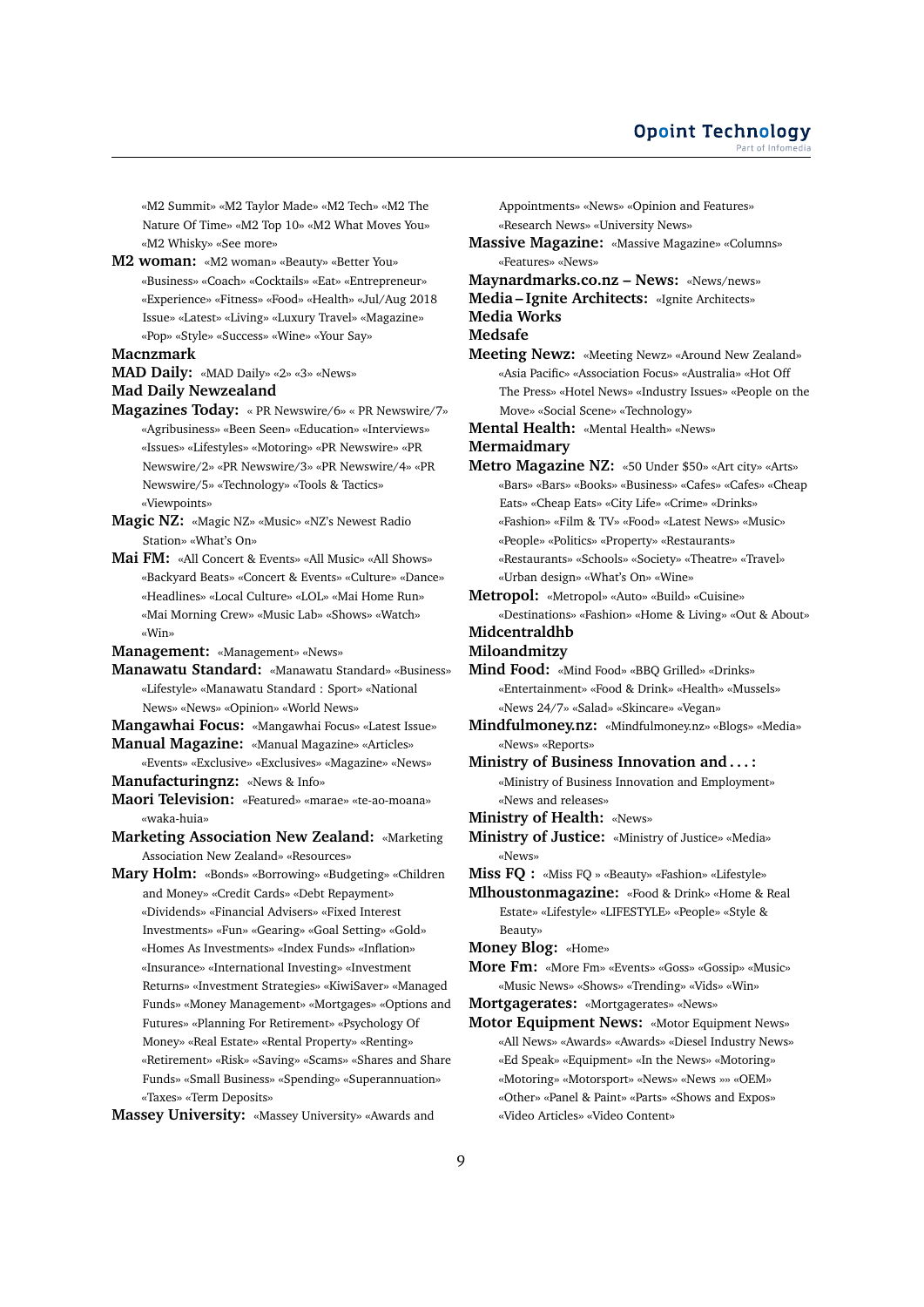«M2 Summit» «M2 Taylor Made» «M2 Tech» «M2 The Nature Of Time» «M2 Top 10» «M2 What Moves You» «M2 Whisky» «See more»

**M2 woman:** «M2 woman» «Beauty» «Better You» «Business» «Coach» «Cocktails» «Eat» «Entrepreneur» «Experience» «Fitness» «Food» «Health» «Jul/Aug 2018 Issue» «Latest» «Living» «Luxury Travel» «Magazine» «Pop» «Style» «Success» «Wine» «Your Say»

**Macnzmark**

**MAD Daily:** «MAD Daily» «2» «3» «News»

**Mad Daily Newzealand**

**Magazines Today:** « PR Newswire/6» « PR Newswire/7» «Agribusiness» «Been Seen» «Education» «Interviews» «Issues» «Lifestyles» «Motoring» «PR Newswire» «PR Newswire/2» «PR Newswire/3» «PR Newswire/4» «PR Newswire/5» «Technology» «Tools & Tactics» «Viewpoints»

**Magic NZ:** «Magic NZ» «Music» «NZ's Newest Radio Station» «What's On»

**Mai FM:** «All Concert & Events» «All Music» «All Shows» «Backyard Beats» «Concert & Events» «Culture» «Dance» «Headlines» «Local Culture» «LOL» «Mai Home Run» «Mai Morning Crew» «Music Lab» «Shows» «Watch» «Win»

**Management:** «Management» «News»

**Manawatu Standard:** «Manawatu Standard» «Business» «Lifestyle» «Manawatu Standard : Sport» «National News» «News» «Opinion» «World News»

**Mangawhai Focus:** «Mangawhai Focus» «Latest Issue»

**Manual Magazine:** «Manual Magazine» «Articles» «Events» «Exclusive» «Exclusives» «Magazine» «News»

**Manufacturingnz:** «News & Info»

**Maori Television:** «Featured» «marae» «te-ao-moana» «waka-huia»

**Marketing Association New Zealand:** «Marketing Association New Zealand» «Resources»

**Mary Holm:** «Bonds» «Borrowing» «Budgeting» «Children and Money» «Credit Cards» «Debt Repayment» «Dividends» «Financial Advisers» «Fixed Interest Investments» «Fun» «Gearing» «Goal Setting» «Gold» «Homes As Investments» «Index Funds» «Inflation» «Insurance» «International Investing» «Investment Returns» «Investment Strategies» «KiwiSaver» «Managed Funds» «Money Management» «Mortgages» «Options and Futures» «Planning For Retirement» «Psychology Of Money» «Real Estate» «Rental Property» «Renting» «Retirement» «Risk» «Saving» «Scams» «Shares and Share Funds» «Small Business» «Spending» «Superannuation» «Taxes» «Term Deposits»

**Massey University:** «Massey University» «Awards and Appointments» «News» «Opinion and Features» «Research News» «University News»

**Massive Magazine:** «Massive Magazine» «Columns» «Features» «News»

**Maynardmarks.co.nz – News:** «News/news»

**Media – Ignite Architects:** «Ignite Architects»

**Media Works**

**Medsafe**

**Meeting Newz:** «Meeting Newz» «Around New Zealand» «Asia Pacific» «Association Focus» «Australia» «Hot Off The Press» «Hotel News» «Industry Issues» «People on the Move» «Social Scene» «Technology»

**Mental Health:** «Mental Health» «News»

**Mermaidmary**

**Metro Magazine NZ:** «50 Under $50» «Art city» «Arts» «Bars» «Bars» «Books» «Business» «Cafes» «Cafes» «Cheap Eats» «Cheap Eats» «City Life» «Crime» «Drinks» «Fashion» «Film & TV» «Food» «Latest News» «Music» «People» «Politics» «Property» «Restaurants» «Restaurants» «Schools» «Society» «Theatre» «Travel» «Urban design» «What's On» «Wine»

**Metropol:** «Metropol» «Auto» «Build» «Cuisine» «Destinations» «Fashion» «Home & Living» «Out & About»

**Midcentraldhb**

**Miloandmitzy**

**Mind Food:** «Mind Food» «BBQ Grilled» «Drinks» «Entertainment» «Food & Drink» «Health» «Mussels» «News 24/7» «Salad» «Skincare» «Vegan»

**Mindfulmoney.nz:** «Mindfulmoney.nz» «Blogs» «Media» «News» «Reports»

**Ministry of Business Innovation and . . . :** «Ministry of Business Innovation and Employment» «News and releases»

**Ministry of Health:** «News»

**Ministry of Justice:** «Ministry of Justice» «Media» «News»

**Miss FQ :** «Miss FQ » «Beauty» «Fashion» «Lifestyle»

**Mlhoustonmagazine:** «Food & Drink» «Home & Real Estate» «Lifestyle» «LIFESTYLE» «People» «Style & Beauty»

**Money Blog:** «Home»

**More Fm:** «More Fm» «Events» «Goss» «Gossip» «Music» «Music News» «Shows» «Trending» «Vids» «Win»

**Mortgagerates:** «Mortgagerates» «News»

**Motor Equipment News:** «Motor Equipment News» «All News» «Awards» «Awards» «Diesel Industry News» «Ed Speak» «Equipment» «In the News» «Motoring» «Motoring» «Motorsport» «News» «News »» «OEM» «Other» «Panel & Paint» «Parts» «Shows and Expos» «Video Articles» «Video Content»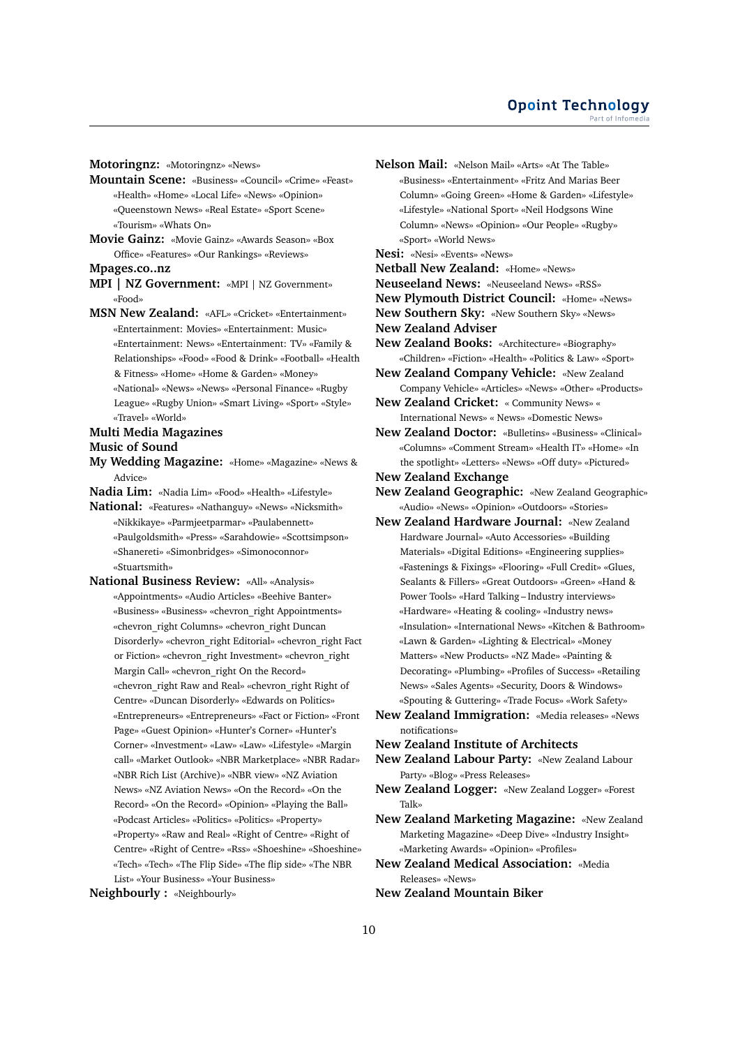**Motoringnz:** «Motoringnz» «News»

**Mountain Scene:** «Business» «Council» «Crime» «Feast» «Health» «Home» «Local Life» «News» «Opinion» «Queenstown News» «Real Estate» «Sport Scene» «Tourism» «Whats On»

**Movie Gainz:** «Movie Gainz» «Awards Season» «Box Office» «Features» «Our Rankings» «Reviews»

**Mpages.co..nz**

**MPI | NZ Government:** «MPI | NZ Government» «Food»

**MSN New Zealand:** «AFL» «Cricket» «Entertainment» «Entertainment: Movies» «Entertainment: Music» «Entertainment: News» «Entertainment: TV» «Family & Relationships» «Food» «Food & Drink» «Football» «Health & Fitness» «Home» «Home & Garden» «Money» «National» «News» «News» «Personal Finance» «Rugby League» «Rugby Union» «Smart Living» «Sport» «Style» «Travel» «World»

**Multi Media Magazines**

**Music of Sound**

**My Wedding Magazine:** «Home» «Magazine» «News & Advice»

**Nadia Lim:** «Nadia Lim» «Food» «Health» «Lifestyle»

**National:** «Features» «Nathanguy» «News» «Nicksmith» «Nikkikaye» «Parmjeetparmar» «Paulabennett» «Paulgoldsmith» «Press» «Sarahdowie» «Scottsimpson» «Shanereti» «Simonbridges» «Simonoconnor» «Stuartsmith»

**National Business Review:** «All» «Analysis» «Appointments» «Audio Articles» «Beehive Banter» «Business» «Business» «chevron_right Appointments» «chevron_right Columns» «chevron_right Duncan Disorderly» «chevron_right Editorial» «chevron_right Fact or Fiction» «chevron_right Investment» «chevron_right Margin Call» «chevron_right On the Record» «chevron_right Raw and Real» «chevron_right Right of Centre» «Duncan Disorderly» «Edwards on Politics» «Entrepreneurs» «Entrepreneurs» «Fact or Fiction» «Front Page» «Guest Opinion» «Hunter's Corner» «Hunter's Corner» «Investment» «Law» «Law» «Lifestyle» «Margin call» «Market Outlook» «NBR Marketplace» «NBR Radar» «NBR Rich List (Archive)» «NBR view» «NZ Aviation News» «NZ Aviation News» «On the Record» «On the Record» «On the Record» «Opinion» «Playing the Ball» «Podcast Articles» «Politics» «Politics» «Property» «Property» «Raw and Real» «Right of Centre» «Right of Centre» «Right of Centre» «Rss» «Shoeshine» «Shoeshine» «Tech» «Tech» «The Flip Side» «The flip side» «The NBR List» «Your Business» «Your Business»

**Neighbourly :** «Neighbourly»

**Nelson Mail:** «Nelson Mail» «Arts» «At The Table» «Business» «Entertainment» «Fritz And Marias Beer Column» «Going Green» «Home & Garden» «Lifestyle» «Lifestyle» «National Sport» «Neil Hodgsons Wine Column» «News» «Opinion» «Our People» «Rugby» «Sport» «World News»

**Nesi:** «Nesi» «Events» «News»

**Netball New Zealand:** «Home» «News»

**Neuseeland News:** «Neuseeland News» «RSS»

**New Plymouth District Council:** «Home» «News»

**New Southern Sky:** «New Southern Sky» «News»

**New Zealand Adviser**

**New Zealand Books:** «Architecture» «Biography» «Children» «Fiction» «Health» «Politics & Law» «Sport»

**New Zealand Company Vehicle:** «New Zealand Company Vehicle» «Articles» «News» «Other» «Products»

**New Zealand Cricket:** « Community News» « International News» « News» «Domestic News»

**New Zealand Doctor:** «Bulletins» «Business» «Clinical» «Columns» «Comment Stream» «Health IT» «Home» «In the spotlight» «Letters» «News» «Off duty» «Pictured»

**New Zealand Exchange**

**New Zealand Geographic:** «New Zealand Geographic» «Audio» «News» «Opinion» «Outdoors» «Stories»

**New Zealand Hardware Journal:** «New Zealand Hardware Journal» «Auto Accessories» «Building Materials» «Digital Editions» «Engineering supplies» «Fastenings & Fixings» «Flooring» «Full Credit» «Glues, Sealants & Fillers» «Great Outdoors» «Green» «Hand & Power Tools» «Hard Talking – Industry interviews» «Hardware» «Heating & cooling» «Industry news» «Insulation» «International News» «Kitchen & Bathroom» «Lawn & Garden» «Lighting & Electrical» «Money Matters» «New Products» «NZ Made» «Painting & Decorating» «Plumbing» «Profiles of Success» «Retailing News» «Sales Agents» «Security, Doors & Windows» «Spouting & Guttering» «Trade Focus» «Work Safety»

**New Zealand Immigration:** «Media releases» «News notifications»

**New Zealand Institute of Architects**

**New Zealand Labour Party:** «New Zealand Labour Party» «Blog» «Press Releases»

**New Zealand Logger:** «New Zealand Logger» «Forest Talk»

**New Zealand Marketing Magazine:** «New Zealand Marketing Magazine» «Deep Dive» «Industry Insight» «Marketing Awards» «Opinion» «Profiles»

**New Zealand Medical Association:** «Media Releases» «News»

**New Zealand Mountain Biker**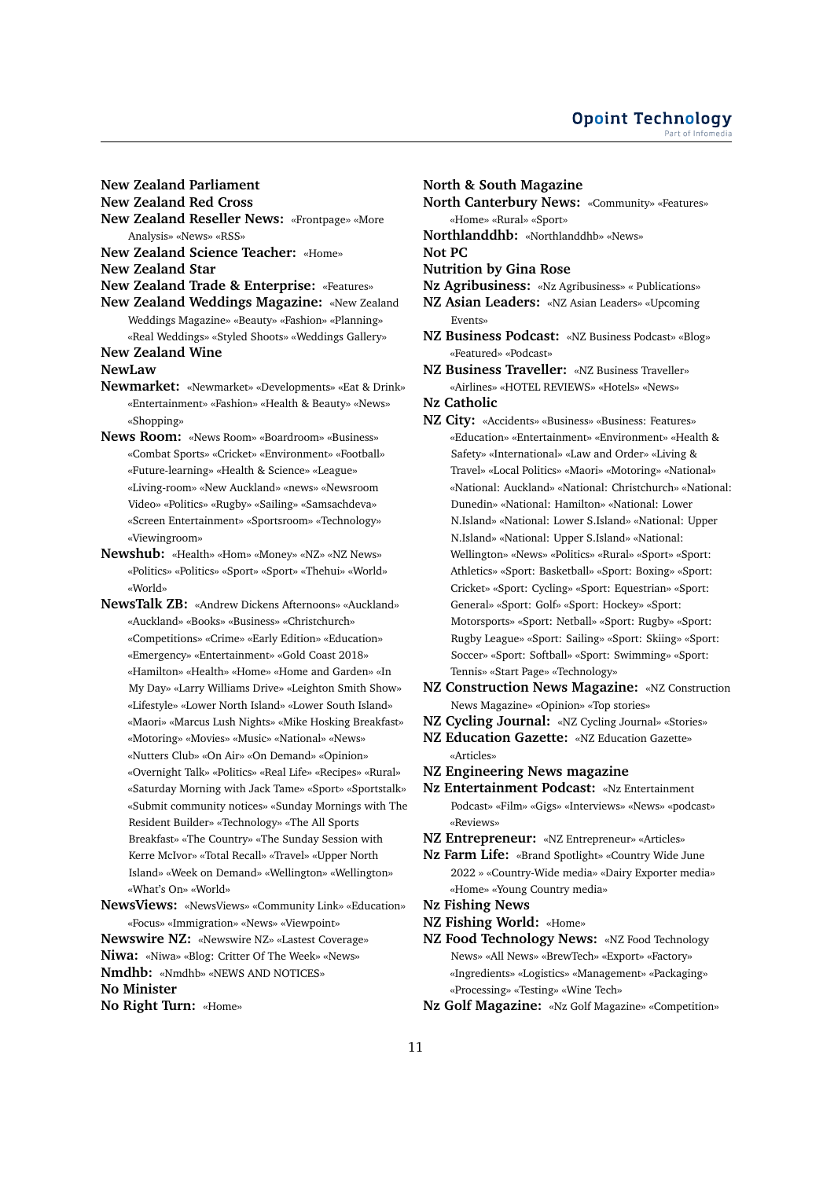**New Zealand Parliament**
**New Zealand Red Cross**
**New Zealand Reseller News:** «Frontpage» «More Analysis» «News» «RSS»
**New Zealand Science Teacher:** «Home»
**New Zealand Star**
**New Zealand Trade & Enterprise:** «Features»
**New Zealand Weddings Magazine:** «New Zealand Weddings Magazine» «Beauty» «Fashion» «Planning» «Real Weddings» «Styled Shoots» «Weddings Gallery»
**New Zealand Wine**
**NewLaw**
**Newmarket:** «Newmarket» «Developments» «Eat & Drink» «Entertainment» «Fashion» «Health & Beauty» «News» «Shopping»
**News Room:** «News Room» «Boardroom» «Business» «Combat Sports» «Cricket» «Environment» «Football» «Future-learning» «Health & Science» «League» «Living-room» «New Auckland» «news» «Newsroom Video» «Politics» «Rugby» «Sailing» «Samsachdeva» «Screen Entertainment» «Sportsroom» «Technology» «Viewingroom»
**Newshub:** «Health» «Hom» «Money» «NZ» «NZ News» «Politics» «Politics» «Sport» «Sport» «Thehui» «World» «World»
**NewsTalk ZB:** «Andrew Dickens Afternoons» «Auckland» «Auckland» «Books» «Business» «Christchurch» «Competitions» «Crime» «Early Edition» «Education» «Emergency» «Entertainment» «Gold Coast 2018» «Hamilton» «Health» «Home» «Home and Garden» «In My Day» «Larry Williams Drive» «Leighton Smith Show» «Lifestyle» «Lower North Island» «Lower South Island» «Maori» «Marcus Lush Nights» «Mike Hosking Breakfast» «Motoring» «Movies» «Music» «National» «News» «Nutters Club» «On Air» «On Demand» «Opinion» «Overnight Talk» «Politics» «Real Life» «Recipes» «Rural» «Saturday Morning with Jack Tame» «Sport» «Sportstalk» «Submit community notices» «Sunday Mornings with The Resident Builder» «Technology» «The All Sports Breakfast» «The Country» «The Sunday Session with Kerre McIvor» «Total Recall» «Travel» «Upper North Island» «Week on Demand» «Wellington» «Wellington» «What's On» «World»
**NewsViews:** «NewsViews» «Community Link» «Education» «Focus» «Immigration» «News» «Viewpoint»
**Newswire NZ:** «Newswire NZ» «Lastest Coverage»
**Niwa:** «Niwa» «Blog: Critter Of The Week» «News»
**Nmdhb:** «Nmdhb» «NEWS AND NOTICES»
**No Minister**
**No Right Turn:** «Home»
**North & South Magazine**
**North Canterbury News:** «Community» «Features» «Home» «Rural» «Sport»
**Northlanddhb:** «Northlanddhb» «News»
**Not PC**
**Nutrition by Gina Rose**
**Nz Agribusiness:** «Nz Agribusiness» « Publications»
**NZ Asian Leaders:** «NZ Asian Leaders» «Upcoming Events»
**NZ Business Podcast:** «NZ Business Podcast» «Blog» «Featured» «Podcast»
**NZ Business Traveller:** «NZ Business Traveller» «Airlines» «HOTEL REVIEWS» «Hotels» «News»
**Nz Catholic**
**NZ City:** «Accidents» «Business» «Business: Features» «Education» «Entertainment» «Environment» «Health & Safety» «International» «Law and Order» «Living & Travel» «Local Politics» «Maori» «Motoring» «National» «National: Auckland» «National: Christchurch» «National: Dunedin» «National: Hamilton» «National: Lower N.Island» «National: Lower S.Island» «National: Upper N.Island» «National: Upper S.Island» «National: Wellington» «News» «Politics» «Rural» «Sport» «Sport: Athletics» «Sport: Basketball» «Sport: Boxing» «Sport: Cricket» «Sport: Cycling» «Sport: Equestrian» «Sport: General» «Sport: Golf» «Sport: Hockey» «Sport: Motorsports» «Sport: Netball» «Sport: Rugby» «Sport: Rugby League» «Sport: Sailing» «Sport: Skiing» «Sport: Soccer» «Sport: Softball» «Sport: Swimming» «Sport: Tennis» «Start Page» «Technology»
**NZ Construction News Magazine:** «NZ Construction News Magazine» «Opinion» «Top stories»
**NZ Cycling Journal:** «NZ Cycling Journal» «Stories»
**NZ Education Gazette:** «NZ Education Gazette» «Articles»
**NZ Engineering News magazine**
**Nz Entertainment Podcast:** «Nz Entertainment Podcast» «Film» «Gigs» «Interviews» «News» «podcast» «Reviews»
**NZ Entrepreneur:** «NZ Entrepreneur» «Articles»
**Nz Farm Life:** «Brand Spotlight» «Country Wide June 2022 » «Country-Wide media» «Dairy Exporter media» «Home» «Young Country media»
**Nz Fishing News**
**NZ Fishing World:** «Home»
**NZ Food Technology News:** «NZ Food Technology News» «All News» «BrewTech» «Export» «Factory» «Ingredients» «Logistics» «Management» «Packaging» «Processing» «Testing» «Wine Tech»
**Nz Golf Magazine:** «Nz Golf Magazine» «Competition»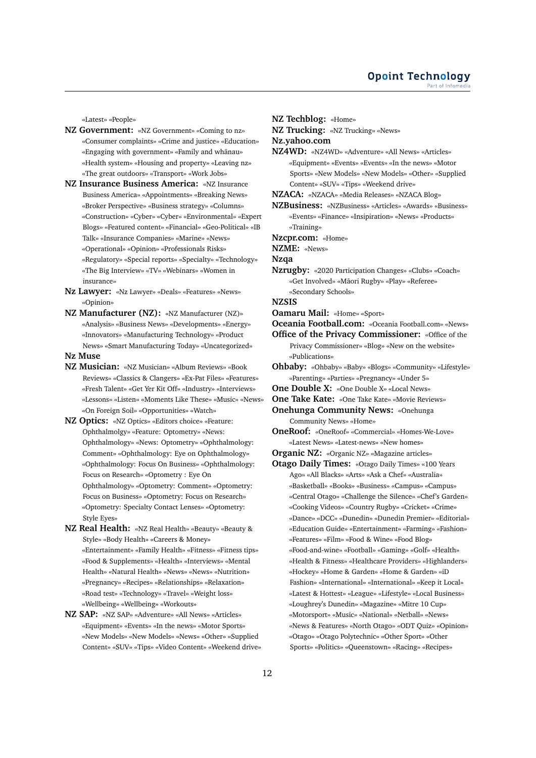«Latest» «People»

**NZ Government:** «NZ Government» «Coming to nz» «Consumer complaints» «Crime and justice» «Education» «Engaging with government» «Family and whānau» «Health system» «Housing and property» «Leaving nz» «The great outdoors» «Transport» «Work Jobs»

**NZ Insurance Business America:** «NZ Insurance Business America» «Appointments» «Breaking News» «Broker Perspective» «Business strategy» «Columns» «Construction» «Cyber» «Cyber» «Environmental» «Expert Blogs» «Featured content» «Financial» «Geo-Political» «IB Talk» «Insurance Companies» «Marine» «News» «Operational» «Opinion» «Professionals Risks» «Regulatory» «Special reports» «Specialty» «Technology» «The Big Interview» «TV» «Webinars» «Women in insurance»

**Nz Lawyer:** «Nz Lawyer» «Deals» «Features» «News» «Opinion»

**NZ Manufacturer (NZ):** «NZ Manufacturer (NZ)» «Analysis» «Business News» «Developments» «Energy» «Innovators» «Manufacturing Technology» «Product News» «Smart Manufacturing Today» «Uncategorized»

**Nz Muse**

**NZ Musician:** «NZ Musician» «Album Reviews» «Book Reviews» «Classics & Clangers» «Ex-Pat Files» «Features» «Fresh Talent» «Get Yer Kit Off» «Industry» «Interviews» «Lessons» «Listen» «Moments Like These» «Music» «News» «On Foreign Soil» «Opportunities» «Watch»

**NZ Optics:** «NZ Optics» «Editors choice» «Feature: Ophthalmolgy» «Feature: Optometry» «News: Ophthalmology» «News: Optometry» «Ophthalmology: Comment» «Ophthalmology: Eye on Ophthalmology» «Ophthalmology: Focus On Business» «Ophthalmology: Focus on Research» «Optometry : Eye On Ophthalmology» «Optometry: Comment» «Optometry: Focus on Business» «Optometry: Focus on Research» «Optometry: Specialty Contact Lenses» «Optometry: Style Eyes»

**NZ Real Health:** «NZ Real Health» «Beauty» «Beauty & Style» «Body Health» «Careers & Money» «Entertainment» «Family Health» «Fitness» «Fitness tips» «Food & Supplements» «Health» «Interviews» «Mental Health» «Natural Health» «News» «News» «Nutrition» «Pregnancy» «Recipes» «Relationships» «Relaxation» «Road test» «Technology» «Travel» «Weight loss» «Wellbeing» «Wellbeing» «Workouts»

**NZ SAP:** «NZ SAP» «Adventure» «All News» «Articles» «Equipment» «Events» «In the news» «Motor Sports» «New Models» «New Models» «News» «Other» «Supplied Content» «SUV» «Tips» «Video Content» «Weekend drive»

**NZ Techblog:** «Home»

**NZ Trucking:** «NZ Trucking» «News»

**Nz.yahoo.com**

**NZ4WD:** «NZ4WD» «Adventure» «All News» «Articles» «Equipment» «Events» «Events» «In the news» «Motor Sports» «New Models» «New Models» «Other» «Supplied Content» «SUV» «Tips» «Weekend drive»

**NZACA:** «NZACA» «Media Releases» «NZACA Blog»

**NZBusiness:** «NZBusiness» «Articles» «Awards» «Business» «Events» «Finance» «Insipiration» «News» «Products» «Training»

**Nzcpr.com:** «Home»

**NZME:** «News»

**Nzqa**

**Nzrugby:** «2020 Participation Changes» «Clubs» «Coach» «Get Involved» «Māori Rugby» «Play» «Referee» «Secondary Schools»

**NZSIS**

**Oamaru Mail:** «Home» «Sport»

**Oceania Football.com:** «Oceania Football.com» «News»

**Office of the Privacy Commissioner:** «Office of the Privacy Commissioner» «Blog» «New on the website» «Publications»

**Ohbaby:** «Ohbaby» «Baby» «Blogs» «Community» «Lifestyle» «Parenting» «Parties» «Pregnancy» «Under 5»

**One Double X:** «One Double X» «Local News»

**One Take Kate:** «One Take Kate» «Movie Reviews»

**Onehunga Community News:** «Onehunga Community News» «Home»

**OneRoof:** «OneRoof» «Commercial» «Homes-We-Love» «Latest News» «Latest-news» «New homes»

**Organic NZ:** «Organic NZ» «Magazine articles»

**Otago Daily Times:** «Otago Daily Times» «100 Years Ago» «All Blacks» «Arts» «Ask a Chef» «Australia» «Basketball» «Books» «Business» «Campus» «Campus» «Central Otago» «Challenge the Silence» «Chef's Garden» «Cooking Videos» «Country Rugby» «Cricket» «Crime» «Dance» «DCC» «Dunedin» «Dunedin Premier» «Editorial» «Education Guide» «Entertainment» «Farming» «Fashion» «Features» «Film» «Food & Wine» «Food Blog» «Food-and-wine» «Football» «Gaming» «Golf» «Health» «Health & Fitness» «Healthcare Providers» «Highlanders» «Hockey» «Home & Garden» «Home & Garden» «iD Fashion» «International» «International» «Keep it Local» «Latest & Hottest» «League» «Lifestyle» «Local Business» «Loughrey's Dunedin» «Magazine» «Mitre 10 Cup» «Motorsport» «Music» «National» «Netball» «News» «News & Features» «North Otago» «ODT Quiz» «Opinion» «Otago» «Otago Polytechnic» «Other Sport» «Other Sports» «Politics» «Queenstown» «Racing» «Recipes»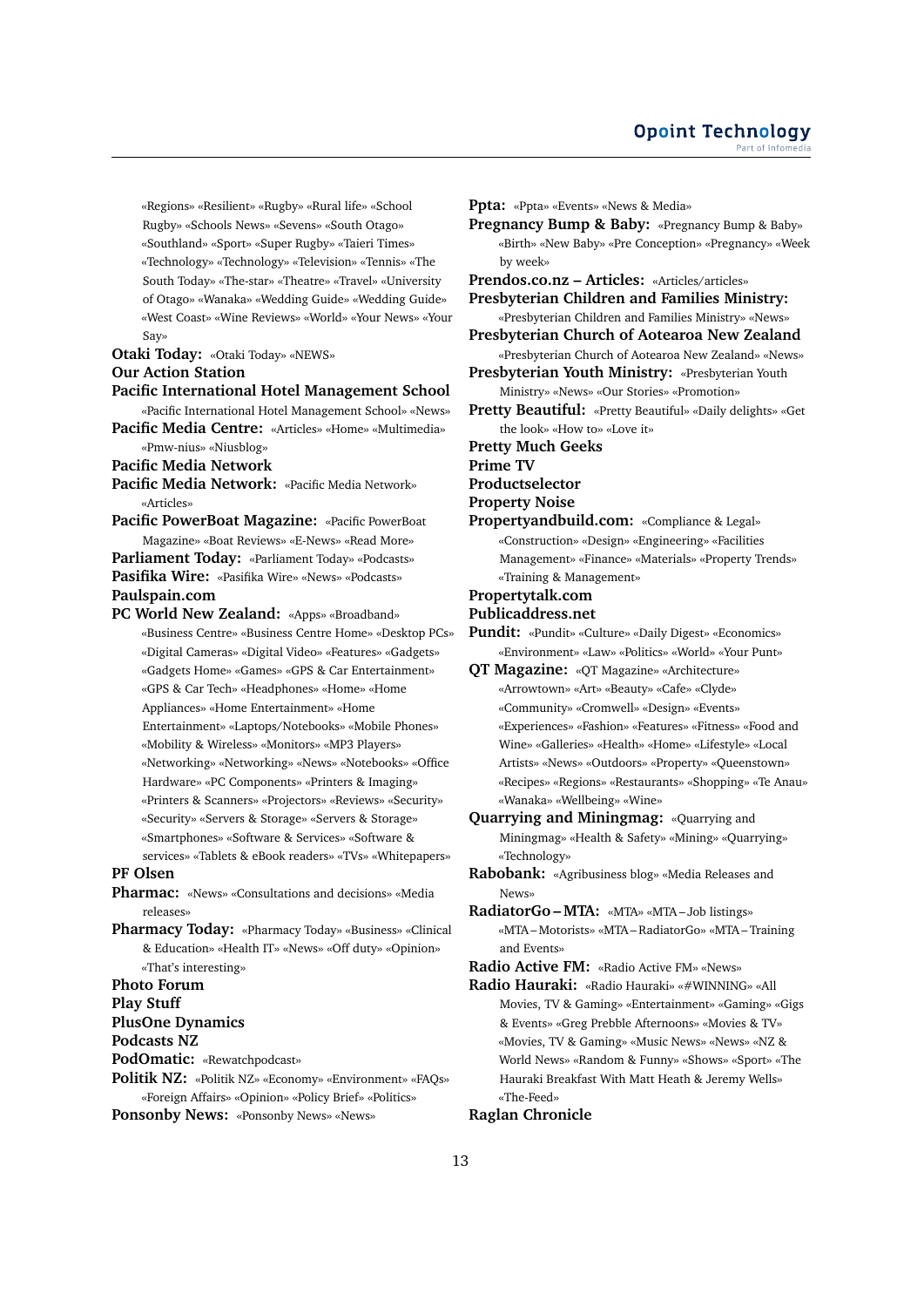«Regions» «Resilient» «Rugby» «Rural life» «School Rugby» «Schools News» «Sevens» «South Otago» «Southland» «Sport» «Super Rugby» «Taieri Times» «Technology» «Technology» «Television» «Tennis» «The South Today» «The-star» «Theatre» «Travel» «University of Otago» «Wanaka» «Wedding Guide» «Wedding Guide» «West Coast» «Wine Reviews» «World» «Your News» «Your Say»

**Otaki Today:** «Otaki Today» «NEWS»

**Our Action Station**

**Pacific International Hotel Management School** «Pacific International Hotel Management School» «News»

**Pacific Media Centre:** «Articles» «Home» «Multimedia» «Pmw-nius» «Niusblog»

**Pacific Media Network**

**Pacific Media Network:** «Pacific Media Network» «Articles»

**Pacific PowerBoat Magazine:** «Pacific PowerBoat Magazine» «Boat Reviews» «E-News» «Read More»

**Parliament Today:** «Parliament Today» «Podcasts»

**Pasifika Wire:** «Pasifika Wire» «News» «Podcasts»

**Paulspain.com**

**PC World New Zealand:** «Apps» «Broadband» «Business Centre» «Business Centre Home» «Desktop PCs» «Digital Cameras» «Digital Video» «Features» «Gadgets» «Gadgets Home» «Games» «GPS & Car Entertainment» «GPS & Car Tech» «Headphones» «Home» «Home Appliances» «Home Entertainment» «Home Entertainment» «Laptops/Notebooks» «Mobile Phones» «Mobility & Wireless» «Monitors» «MP3 Players» «Networking» «Networking» «News» «Notebooks» «Office Hardware» «PC Components» «Printers & Imaging» «Printers & Scanners» «Projectors» «Reviews» «Security» «Security» «Servers & Storage» «Servers & Storage» «Smartphones» «Software & Services» «Software & services» «Tablets & eBook readers» «TVs» «Whitepapers»

**PF Olsen**

**Pharmac:** «News» «Consultations and decisions» «Media releases»

**Pharmacy Today:** «Pharmacy Today» «Business» «Clinical & Education» «Health IT» «News» «Off duty» «Opinion» «That's interesting»

**Photo Forum**

**Play Stuff**

**PlusOne Dynamics**

**Podcasts NZ**

**PodOmatic:** «Rewatchpodcast»

**Politik NZ:** «Politik NZ» «Economy» «Environment» «FAQs» «Foreign Affairs» «Opinion» «Policy Brief» «Politics»

**Ponsonby News:** «Ponsonby News» «News»

**Ppta:** «Ppta» «Events» «News & Media»

**Pregnancy Bump & Baby:** «Pregnancy Bump & Baby» «Birth» «New Baby» «Pre Conception» «Pregnancy» «Week by week»

**Prendos.co.nz – Articles:** «Articles/articles»

**Presbyterian Children and Families Ministry:** «Presbyterian Children and Families Ministry» «News»

**Presbyterian Church of Aotearoa New Zealand** «Presbyterian Church of Aotearoa New Zealand» «News»

**Presbyterian Youth Ministry:** «Presbyterian Youth Ministry» «News» «Our Stories» «Promotion»

**Pretty Beautiful:** «Pretty Beautiful» «Daily delights» «Get the look» «How to» «Love it»

**Pretty Much Geeks**

**Prime TV**

**Productselector**

**Property Noise**

**Propertyandbuild.com:** «Compliance & Legal» «Construction» «Design» «Engineering» «Facilities Management» «Finance» «Materials» «Property Trends» «Training & Management»

**Propertytalk.com**

**Publicaddress.net**

**Pundit:** «Pundit» «Culture» «Daily Digest» «Economics» «Environment» «Law» «Politics» «World» «Your Punt»

**QT Magazine:** «QT Magazine» «Architecture» «Arrowtown» «Art» «Beauty» «Cafe» «Clyde» «Community» «Cromwell» «Design» «Events» «Experiences» «Fashion» «Features» «Fitness» «Food and Wine» «Galleries» «Health» «Home» «Lifestyle» «Local Artists» «News» «Outdoors» «Property» «Queenstown» «Recipes» «Regions» «Restaurants» «Shopping» «Te Anau» «Wanaka» «Wellbeing» «Wine»

**Quarrying and Miningmag:** «Quarrying and Miningmag» «Health & Safety» «Mining» «Quarrying» «Technology»

**Rabobank:** «Agribusiness blog» «Media Releases and News»

**RadiatorGo – MTA:** «MTA» «MTA – Job listings» «MTA – Motorists» «MTA – RadiatorGo» «MTA – Training and Events»

**Radio Active FM:** «Radio Active FM» «News»

**Radio Hauraki:** «Radio Hauraki» «#WINNING» «All Movies, TV & Gaming» «Entertainment» «Gaming» «Gigs & Events» «Greg Prebble Afternoons» «Movies & TV» «Movies, TV & Gaming» «Music News» «News» «NZ & World News» «Random & Funny» «Shows» «Sport» «The Hauraki Breakfast With Matt Heath & Jeremy Wells» «The-Feed»

**Raglan Chronicle**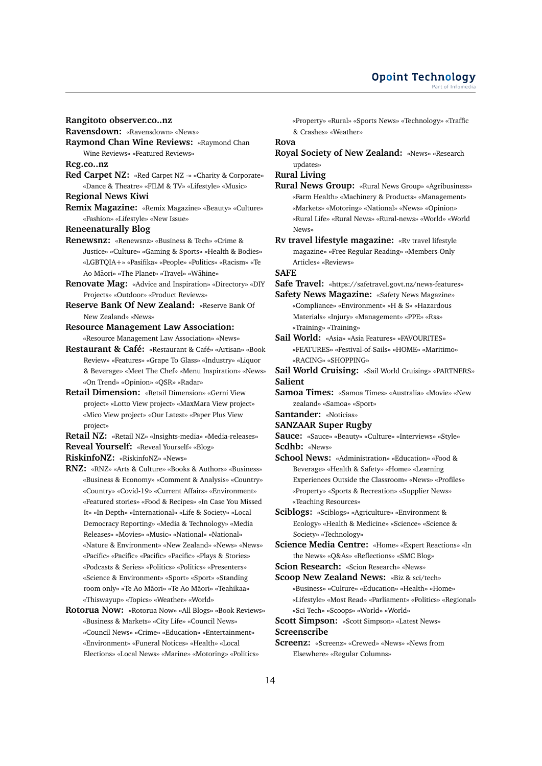**Rangitoto observer.co..nz**

**Ravensdown:** «Ravensdown» «News»

**Raymond Chan Wine Reviews:** «Raymond Chan Wine Reviews» «Featured Reviews»

**Rcg.co..nz**

**Red Carpet NZ:** «Red Carpet NZ -» «Charity & Corporate» «Dance & Theatre» «FILM & TV» «Lifestyle» «Music»

**Regional News Kiwi**

**Remix Magazine:** «Remix Magazine» «Beauty» «Culture» «Fashion» «Lifestyle» «New Issue»

**Reneenaturally Blog**

**Renewsnz:** «Renewsnz» «Business & Tech» «Crime & Justice» «Culture» «Gaming & Sports» «Health & Bodies» «LGBTQIA+» «Pasifika» «People» «Politics» «Racism» «Te Ao Māori» «The Planet» «Travel» «Wāhine»

**Renovate Mag:** «Advice and Inspiration» «Directory» «DIY Projects» «Outdoor» «Product Reviews»

**Reserve Bank Of New Zealand:** «Reserve Bank Of New Zealand» «News»

**Resource Management Law Association:** «Resource Management Law Association» «News»

**Restaurant & Café:** «Restaurant & Café» «Artisan» «Book Review» «Features» «Grape To Glass» «Industry» «Liquor & Beverage» «Meet The Chef» «Menu Inspiration» «News» «On Trend» «Opinion» «QSR» «Radar»

**Retail Dimension:** «Retail Dimension» «Gerni View project» «Lotto View project» «MaxMara View project» «Mico View project» «Our Latest» «Paper Plus View project»

**Retail NZ:** «Retail NZ» «Insights-media» «Media-releases»

**Reveal Yourself:** «Reveal Yourself» «Blog»

**RiskinfoNZ:** «RiskinfoNZ» «News»

**RNZ:** «RNZ» «Arts & Culture» «Books & Authors» «Business» «Business & Economy» «Comment & Analysis» «Country» «Country» «Covid-19» «Current Affairs» «Environment» «Featured stories» «Food & Recipes» «In Case You Missed It» «In Depth» «International» «Life & Society» «Local Democracy Reporting» «Media & Technology» «Media Releases» «Movies» «Music» «National» «National» «Nature & Environment» «New Zealand» «News» «News» «Pacific» «Pacific» «Pacific» «Pacific» «Plays & Stories» «Podcasts & Series» «Politics» «Politics» «Presenters» «Science & Environment» «Sport» «Sport» «Standing room only» «Te Ao Māori» «Te Ao Māori» «Teahikaa» «Thiswayup» «Topics» «Weather» «World»

**Rotorua Now:** «Rotorua Now» «All Blogs» «Book Reviews» «Business & Markets» «City Life» «Council News» «Council News» «Crime» «Education» «Entertainment» «Environment» «Funeral Notices» «Health» «Local Elections» «Local News» «Marine» «Motoring» «Politics» «Property» «Rural» «Sports News» «Technology» «Traffic & Crashes» «Weather»

**Rova**

**Royal Society of New Zealand:** «News» «Research updates»

**Rural Living**

**Rural News Group:** «Rural News Group» «Agribusiness» «Farm Health» «Machinery & Products» «Management» «Markets» «Motoring» «National» «News» «Opinion» «Rural Life» «Rural News» «Rural-news» «World» «World News»

**Rv travel lifestyle magazine:** «Rv travel lifestyle magazine» «Free Regular Reading» «Members-Only Articles» «Reviews»

**SAFE**

**Safe Travel:** «https://safetravel.govt.nz/news-features»

**Safety News Magazine:** «Safety News Magazine» «Compliance» «Environment» «H & S» «Hazardous Materials» «Injury» «Management» «PPE» «Rss» «Training» «Training»

**Sail World:** «Asia» «Asia Features» «FAVOURITES» «FEATURES» «Festival-of-Sails» «HOME» «Maritimo» «RACING» «SHOPPING»

**Sail World Cruising:** «Sail World Cruising» «PARTNERS»

**Salient**

**Samoa Times:** «Samoa Times» «Australia» «Movie» «New zealand» «Samoa» «Sport»

**Santander:** «Noticias»

**SANZAAR Super Rugby**

**Sauce:** «Sauce» «Beauty» «Culture» «Interviews» «Style»

**Scdhb:** «News»

**School News:** «Administration» «Education» «Food & Beverage» «Health & Safety» «Home» «Learning Experiences Outside the Classroom» «News» «Profiles» «Property» «Sports & Recreation» «Supplier News» «Teaching Resources»

**Sciblogs:** «Sciblogs» «Agriculture» «Environment & Ecology» «Health & Medicine» «Science» «Science & Society» «Technology»

**Science Media Centre:** «Home» «Expert Reactions» «In the News» «Q&As» «Reflections» «SMC Blog»

**Scion Research:** «Scion Research» «News»

**Scoop New Zealand News:** «Biz & sci/tech» «Business» «Culture» «Education» «Health» «Home» «Lifestyle» «Most Read» «Parliament» «Politics» «Regional» «Sci Tech» «Scoops» «World» «World»

**Scott Simpson:** «Scott Simpson» «Latest News»

**Screenscribe**

**Screenz:** «Screenz» «Crewed» «News» «News from Elsewhere» «Regular Columns»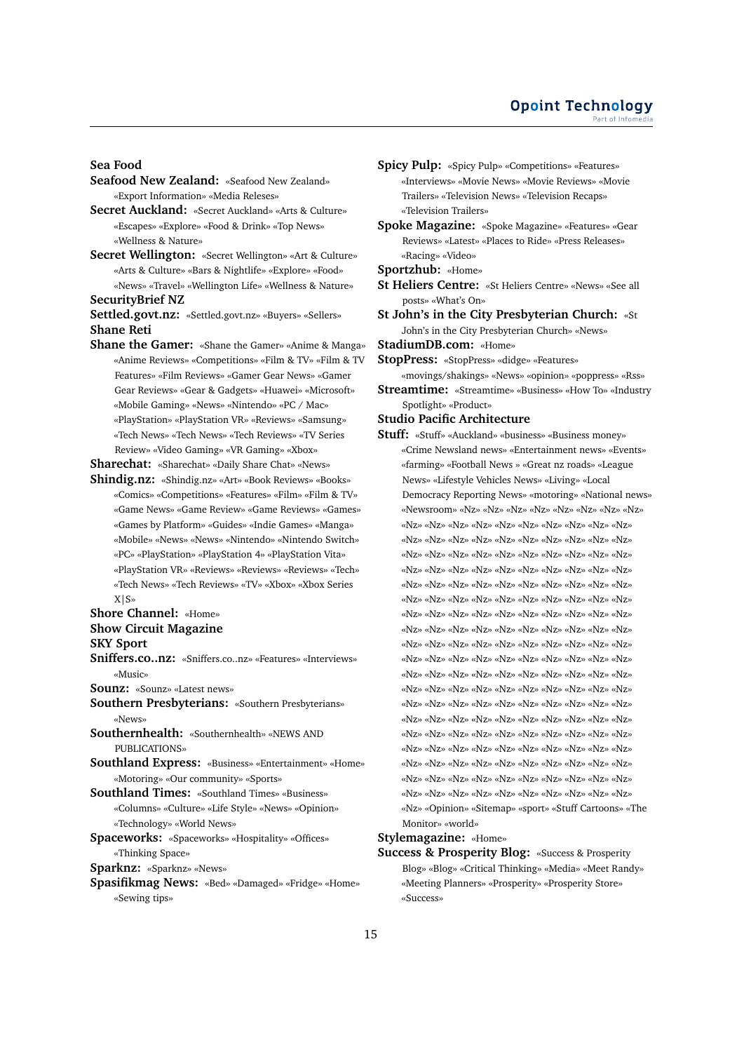**Sea Food**

**Seafood New Zealand:** «Seafood New Zealand» «Export Information» «Media Releses»

**Secret Auckland:** «Secret Auckland» «Arts & Culture» «Escapes» «Explore» «Food & Drink» «Top News» «Wellness & Nature»

**Secret Wellington:** «Secret Wellington» «Art & Culture» «Arts & Culture» «Bars & Nightlife» «Explore» «Food» «News» «Travel» «Wellington Life» «Wellness & Nature»

**SecurityBrief NZ**

**Settled.govt.nz:** «Settled.govt.nz» «Buyers» «Sellers»

**Shane Reti**

**Shane the Gamer:** «Shane the Gamer» «Anime & Manga» «Anime Reviews» «Competitions» «Film & TV» «Film & TV Features» «Film Reviews» «Gamer Gear News» «Gamer Gear Reviews» «Gear & Gadgets» «Huawei» «Microsoft» «Mobile Gaming» «News» «Nintendo» «PC / Mac» «PlayStation» «PlayStation VR» «Reviews» «Samsung» «Tech News» «Tech News» «Tech Reviews» «TV Series Review» «Video Gaming» «VR Gaming» «Xbox»

**Sharechat:** «Sharechat» «Daily Share Chat» «News»

**Shindig.nz:** «Shindig.nz» «Art» «Book Reviews» «Books» «Comics» «Competitions» «Features» «Film» «Film & TV» «Game News» «Game Review» «Game Reviews» «Games» «Games by Platform» «Guides» «Indie Games» «Manga» «Mobile» «News» «News» «Nintendo» «Nintendo Switch» «PC» «PlayStation» «PlayStation 4» «PlayStation Vita» «PlayStation VR» «Reviews» «Reviews» «Reviews» «Tech» «Tech News» «Tech Reviews» «TV» «Xbox» «Xbox Series X|S»

**Shore Channel:** «Home»

**Show Circuit Magazine**

**SKY Sport**

**Sniffers.co..nz:** «Sniffers.co..nz» «Features» «Interviews» «Music»

**Sounz:** «Sounz» «Latest news»

**Southern Presbyterians:** «Southern Presbyterians» «News»

**Southernhealth:** «Southernhealth» «NEWS AND PUBLICATIONS»

**Southland Express:** «Business» «Entertainment» «Home» «Motoring» «Our community» «Sports»

**Southland Times:** «Southland Times» «Business» «Columns» «Culture» «Life Style» «News» «Opinion» «Technology» «World News»

**Spaceworks:** «Spaceworks» «Hospitality» «Offices» «Thinking Space»

**Sparknz:** «Sparknz» «News»

**Spasifikmag News:** «Bed» «Damaged» «Fridge» «Home» «Sewing tips»

**Spicy Pulp:** «Spicy Pulp» «Competitions» «Features» «Interviews» «Movie News» «Movie Reviews» «Movie Trailers» «Television News» «Television Recaps» «Television Trailers»

**Spoke Magazine:** «Spoke Magazine» «Features» «Gear Reviews» «Latest» «Places to Ride» «Press Releases» «Racing» «Video»

**Sportzhub:** «Home»

**St Heliers Centre:** «St Heliers Centre» «News» «See all posts» «What's On»

**St John's in the City Presbyterian Church:** «St John's in the City Presbyterian Church» «News»

**StadiumDB.com:** «Home»

**StopPress:** «StopPress» «didge» «Features» «movings/shakings» «News» «opinion» «poppress» «Rss»

**Streamtime:** «Streamtime» «Business» «How To» «Industry Spotlight» «Product»

**Studio Pacific Architecture**

**Stuff:** «Stuff» «Auckland» «business» «Business money» «Crime Newsland news» «Entertainment news» «Events» «farming» «Football News » «Great nz roads» «League News» «Lifestyle Vehicles News» «Living» «Local Democracy Reporting News» «motoring» «National news» «Newsroom» «Nz» «Nz» «Nz» «Nz» «Nz» «Nz» «Nz» «Nz» «Nz» «Nz» «Nz» «Nz» «Nz» «Nz» «Nz» «Nz» «Nz» «Nz» «Nz» «Nz» «Nz» «Nz» «Nz» «Nz» «Nz» «Nz» «Nz» «Nz» «Nz» «Nz» «Nz» «Nz» «Nz» «Nz» «Nz» «Nz» «Nz» «Nz» «Nz» «Nz» «Nz» «Nz» «Nz» «Nz» «Nz» «Nz» «Nz» «Nz» «Nz» «Nz» «Nz» «Nz» «Nz» «Nz» «Nz» «Nz» «Nz» «Nz» «Nz» «Nz» «Nz» «Nz» «Nz» «Nz» «Nz» «Nz» «Nz» «Nz» «Nz» «Nz» «Nz» «Nz» «Nz» «Nz» «Nz» «Nz» «Nz» «Nz» «Nz» «Nz» «Nz» «Nz» «Nz» «Nz» «Nz» «Nz» «Nz» «Nz» «Nz» «Nz» «Nz» «Nz» «Nz» «Nz» «Nz» «Nz» «Nz» «Nz» «Nz» «Nz» «Nz» «Nz» «Nz» «Nz» «Nz» «Nz» «Nz» «Nz» «Nz» «Nz» «Nz» «Nz» «Nz» «Nz» «Nz» «Nz» «Nz» «Nz» «Nz» «Nz» «Nz» «Nz» «Nz» «Nz» «Nz» «Nz» «Nz» «Nz» «Nz» «Nz» «Nz» «Nz» «Nz» «Nz» «Nz» «Nz» «Nz» «Nz» «Nz» «Nz» «Nz» «Nz» «Nz» «Nz» «Nz» «Nz» «Nz» «Nz» «Nz» «Nz» «Nz» «Nz» «Nz» «Nz» «Nz» «Nz» «Nz» «Nz» «Nz» «Nz» «Nz» «Nz» «Nz» «Nz» «Nz» «Nz» «Nz» «Nz» «Nz» «Nz» «Nz» «Nz» «Nz» «Nz» «Nz» «Nz» «Nz» «Nz» «Nz» «Nz» «Nz» «Nz» «Nz» «Nz» «Nz» «Nz» «Nz» «Nz» «Nz» «Nz» «Nz» «Nz» «Nz» «Nz» «Nz» «Nz» «Nz» «Opinion» «Sitemap» «sport» «Stuff Cartoons» «The Monitor» «world»

**Stylemagazine:** «Home»

**Success & Prosperity Blog:** «Success & Prosperity Blog» «Blog» «Critical Thinking» «Media» «Meet Randy» «Meeting Planners» «Prosperity» «Prosperity Store» «Success»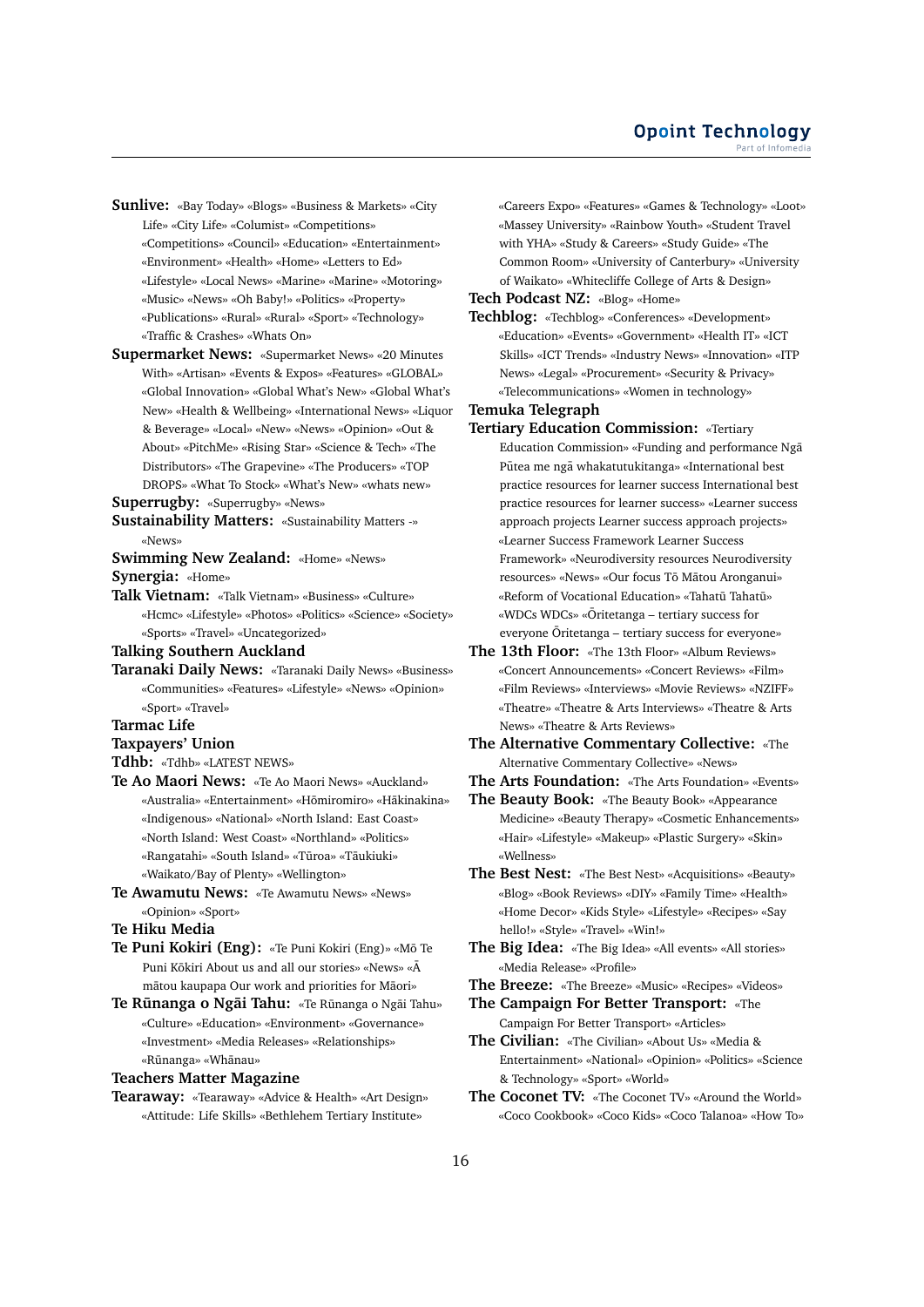**Sunlive:** «Bay Today» «Blogs» «Business & Markets» «City Life» «City Life» «Columist» «Competitions» «Competitions» «Council» «Education» «Entertainment» «Environment» «Health» «Home» «Letters to Ed» «Lifestyle» «Local News» «Marine» «Marine» «Motoring» «Music» «News» «Oh Baby!» «Politics» «Property» «Publications» «Rural» «Rural» «Sport» «Technology» «Traffic & Crashes» «Whats On»

**Supermarket News:** «Supermarket News» «20 Minutes With» «Artisan» «Events & Expos» «Features» «GLOBAL» «Global Innovation» «Global What's New» «Global What's New» «Health & Wellbeing» «International News» «Liquor & Beverage» «Local» «New» «News» «Opinion» «Out & About» «PitchMe» «Rising Star» «Science & Tech» «The Distributors» «The Grapevine» «The Producers» «TOP DROPS» «What To Stock» «What's New» «whats new»

**Superrugby:** «Superrugby» «News»

**Sustainability Matters:** «Sustainability Matters -» «News»

**Swimming New Zealand:** «Home» «News»

**Synergia:** «Home»

**Talk Vietnam:** «Talk Vietnam» «Business» «Culture» «Hcmc» «Lifestyle» «Photos» «Politics» «Science» «Society» «Sports» «Travel» «Uncategorized»

**Talking Southern Auckland**

**Taranaki Daily News:** «Taranaki Daily News» «Business» «Communities» «Features» «Lifestyle» «News» «Opinion» «Sport» «Travel»

**Tarmac Life**

**Taxpayers' Union**

**Tdhb:** «Tdhb» «LATEST NEWS»

**Te Ao Maori News:** «Te Ao Maori News» «Auckland» «Australia» «Entertainment» «Hōmiromiro» «Hākinakina» «Indigenous» «National» «North Island: East Coast» «North Island: West Coast» «Northland» «Politics» «Rangatahi» «South Island» «Tūroa» «Tāukiuki» «Waikato/Bay of Plenty» «Wellington»

**Te Awamutu News:** «Te Awamutu News» «News» «Opinion» «Sport»

**Te Hiku Media**

**Te Puni Kokiri (Eng):** «Te Puni Kokiri (Eng)» «Mō Te Puni Kōkiri About us and all our stories» «News» «Ā mātou kaupapa Our work and priorities for Māori»

**Te Rūnanga o Ngāi Tahu:** «Te Rūnanga o Ngāi Tahu» «Culture» «Education» «Environment» «Governance» «Investment» «Media Releases» «Relationships» «Rūnanga» «Whānau»

**Teachers Matter Magazine**

**Tearaway:** «Tearaway» «Advice & Health» «Art Design» «Attitude: Life Skills» «Bethlehem Tertiary Institute» «Careers Expo» «Features» «Games & Technology» «Loot» «Massey University» «Rainbow Youth» «Student Travel with YHA» «Study & Careers» «Study Guide» «The Common Room» «University of Canterbury» «University of Waikato» «Whitecliffe College of Arts & Design»

**Tech Podcast NZ:** «Blog» «Home»

**Techblog:** «Techblog» «Conferences» «Development» «Education» «Events» «Government» «Health IT» «ICT Skills» «ICT Trends» «Industry News» «Innovation» «ITP News» «Legal» «Procurement» «Security & Privacy» «Telecommunications» «Women in technology»

**Temuka Telegraph**

**Tertiary Education Commission:** «Tertiary Education Commission» «Funding and performance Ngā Pūtea me ngā whakatutukitanga» «International best practice resources for learner success International best practice resources for learner success» «Learner success approach projects Learner success approach projects» «Learner Success Framework Learner Success Framework» «Neurodiversity resources Neurodiversity resources» «News» «Our focus Tō Mātou Aronganui» «Reform of Vocational Education» «Tahatū Tahatū» «WDCs WDCs» «Ōritetanga – tertiary success for everyone Ōritetanga – tertiary success for everyone»

**The 13th Floor:** «The 13th Floor» «Album Reviews» «Concert Announcements» «Concert Reviews» «Film» «Film Reviews» «Interviews» «Movie Reviews» «NZIFF» «Theatre» «Theatre & Arts Interviews» «Theatre & Arts News» «Theatre & Arts Reviews»

**The Alternative Commentary Collective:** «The Alternative Commentary Collective» «News»

**The Arts Foundation:** «The Arts Foundation» «Events»

**The Beauty Book:** «The Beauty Book» «Appearance Medicine» «Beauty Therapy» «Cosmetic Enhancements» «Hair» «Lifestyle» «Makeup» «Plastic Surgery» «Skin» «Wellness»

**The Best Nest:** «The Best Nest» «Acquisitions» «Beauty» «Blog» «Book Reviews» «DIY» «Family Time» «Health» «Home Decor» «Kids Style» «Lifestyle» «Recipes» «Say hello!» «Style» «Travel» «Win!»

**The Big Idea:** «The Big Idea» «All events» «All stories» «Media Release» «Profile»

**The Breeze:** «The Breeze» «Music» «Recipes» «Videos»

**The Campaign For Better Transport:** «The Campaign For Better Transport» «Articles»

**The Civilian:** «The Civilian» «About Us» «Media & Entertainment» «National» «Opinion» «Politics» «Science & Technology» «Sport» «World»

**The Coconet TV:** «The Coconet TV» «Around the World» «Coco Cookbook» «Coco Kids» «Coco Talanoa» «How To»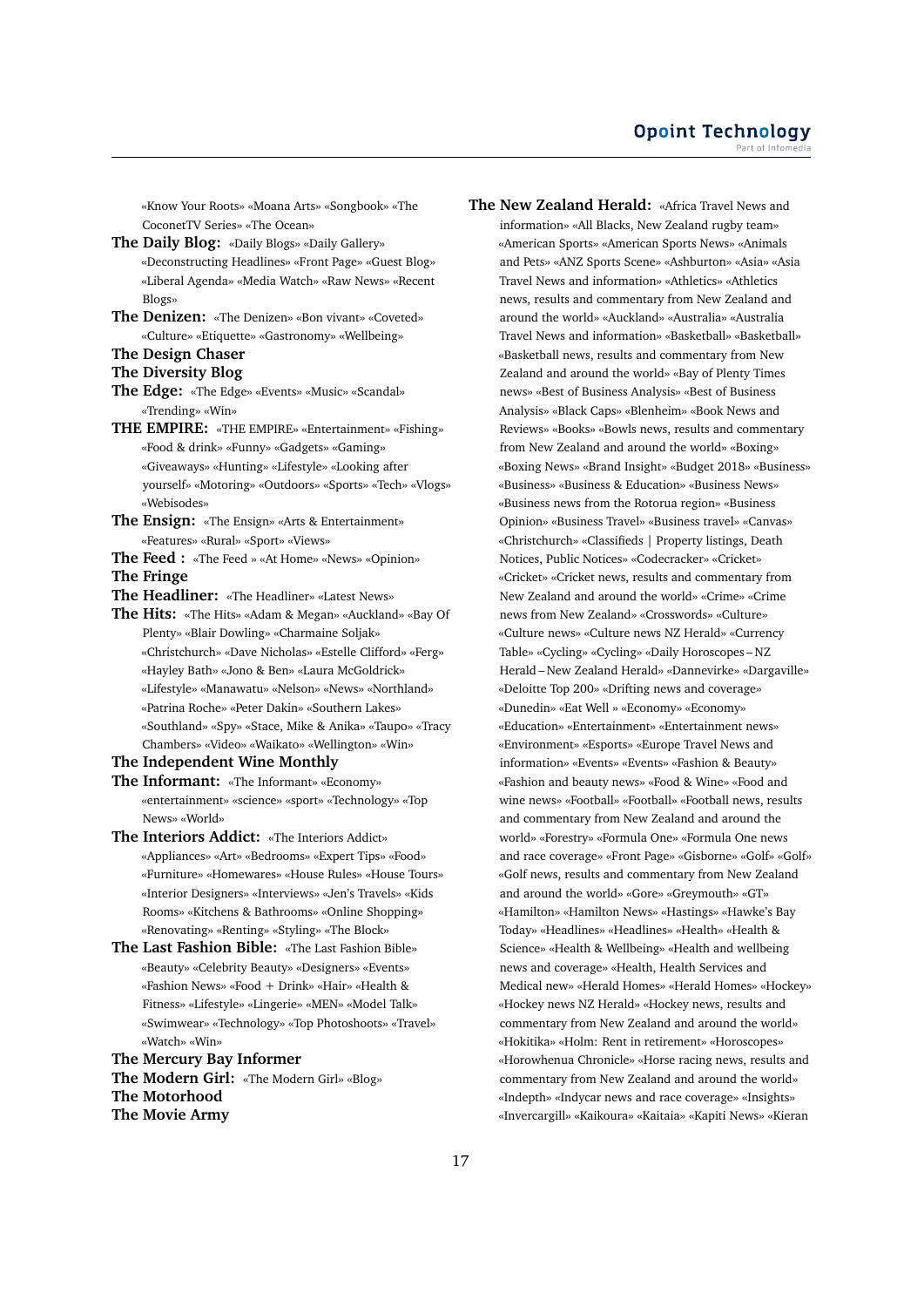«Know Your Roots» «Moana Arts» «Songbook» «The CoconetTV Series» «The Ocean»

**The Daily Blog:** «Daily Blogs» «Daily Gallery» «Deconstructing Headlines» «Front Page» «Guest Blog» «Liberal Agenda» «Media Watch» «Raw News» «Recent Blogs»

**The Denizen:** «The Denizen» «Bon vivant» «Coveted» «Culture» «Etiquette» «Gastronomy» «Wellbeing»

**The Design Chaser**

**The Diversity Blog**

**The Edge:** «The Edge» «Events» «Music» «Scandal» «Trending» «Win»

**THE EMPIRE:** «THE EMPIRE» «Entertainment» «Fishing» «Food & drink» «Funny» «Gadgets» «Gaming» «Giveaways» «Hunting» «Lifestyle» «Looking after yourself» «Motoring» «Outdoors» «Sports» «Tech» «Vlogs» «Webisodes»

**The Ensign:** «The Ensign» «Arts & Entertainment» «Features» «Rural» «Sport» «Views»

**The Feed :** «The Feed » «At Home» «News» «Opinion»

**The Fringe**

**The Headliner:** «The Headliner» «Latest News»

**The Hits:** «The Hits» «Adam & Megan» «Auckland» «Bay Of Plenty» «Blair Dowling» «Charmaine Soljak» «Christchurch» «Dave Nicholas» «Estelle Clifford» «Ferg» «Hayley Bath» «Jono & Ben» «Laura McGoldrick» «Lifestyle» «Manawatu» «Nelson» «News» «Northland» «Patrina Roche» «Peter Dakin» «Southern Lakes» «Southland» «Spy» «Stace, Mike & Anika» «Taupo» «Tracy Chambers» «Video» «Waikato» «Wellington» «Win»

**The Independent Wine Monthly**

**The Informant:** «The Informant» «Economy» «entertainment» «science» «sport» «Technology» «Top News» «World»

**The Interiors Addict:** «The Interiors Addict» «Appliances» «Art» «Bedrooms» «Expert Tips» «Food» «Furniture» «Homewares» «House Rules» «House Tours» «Interior Designers» «Interviews» «Jen's Travels» «Kids Rooms» «Kitchens & Bathrooms» «Online Shopping» «Renovating» «Renting» «Styling» «The Block»

**The Last Fashion Bible:** «The Last Fashion Bible» «Beauty» «Celebrity Beauty» «Designers» «Events» «Fashion News» «Food + Drink» «Hair» «Health & Fitness» «Lifestyle» «Lingerie» «MEN» «Model Talk» «Swimwear» «Technology» «Top Photoshoots» «Travel» «Watch» «Win»

**The Mercury Bay Informer**

**The Modern Girl:** «The Modern Girl» «Blog»

**The Motorhood**

**The Movie Army**

**The New Zealand Herald:** «Africa Travel News and information» «All Blacks, New Zealand rugby team» «American Sports» «American Sports News» «Animals and Pets» «ANZ Sports Scene» «Ashburton» «Asia» «Asia Travel News and information» «Athletics» «Athletics news, results and commentary from New Zealand and around the world» «Auckland» «Australia» «Australia Travel News and information» «Basketball» «Basketball» «Basketball news, results and commentary from New Zealand and around the world» «Bay of Plenty Times news» «Best of Business Analysis» «Best of Business Analysis» «Black Caps» «Blenheim» «Book News and Reviews» «Books» «Bowls news, results and commentary from New Zealand and around the world» «Boxing» «Boxing News» «Brand Insight» «Budget 2018» «Business» «Business» «Business & Education» «Business News» «Business news from the Rotorua region» «Business Opinion» «Business Travel» «Business travel» «Canvas» «Christchurch» «Classifieds | Property listings, Death Notices, Public Notices» «Codecracker» «Cricket» «Cricket» «Cricket news, results and commentary from New Zealand and around the world» «Crime» «Crime news from New Zealand» «Crosswords» «Culture» «Culture news» «Culture news NZ Herald» «Currency Table» «Cycling» «Cycling» «Daily Horoscopes – NZ Herald – New Zealand Herald» «Dannevirke» «Dargaville» «Deloitte Top 200» «Drifting news and coverage» «Dunedin» «Eat Well » «Economy» «Economy» «Education» «Entertainment» «Entertainment news» «Environment» «Esports» «Europe Travel News and information» «Events» «Events» «Fashion & Beauty» «Fashion and beauty news» «Food & Wine» «Food and wine news» «Football» «Football» «Football news, results and commentary from New Zealand and around the world» «Forestry» «Formula One» «Formula One news and race coverage» «Front Page» «Gisborne» «Golf» «Golf» «Golf news, results and commentary from New Zealand and around the world» «Gore» «Greymouth» «GT» «Hamilton» «Hamilton News» «Hastings» «Hawke's Bay Today» «Headlines» «Headlines» «Health» «Health & Science» «Health & Wellbeing» «Health and wellbeing news and coverage» «Health, Health Services and Medical new» «Herald Homes» «Herald Homes» «Hockey» «Hockey news NZ Herald» «Hockey news, results and commentary from New Zealand and around the world» «Hokitika» «Holm: Rent in retirement» «Horoscopes» «Horowhenua Chronicle» «Horse racing news, results and commentary from New Zealand and around the world» «Indepth» «Indycar news and race coverage» «Insights» «Invercargill» «Kaikoura» «Kaitaia» «Kapiti News» «Kieran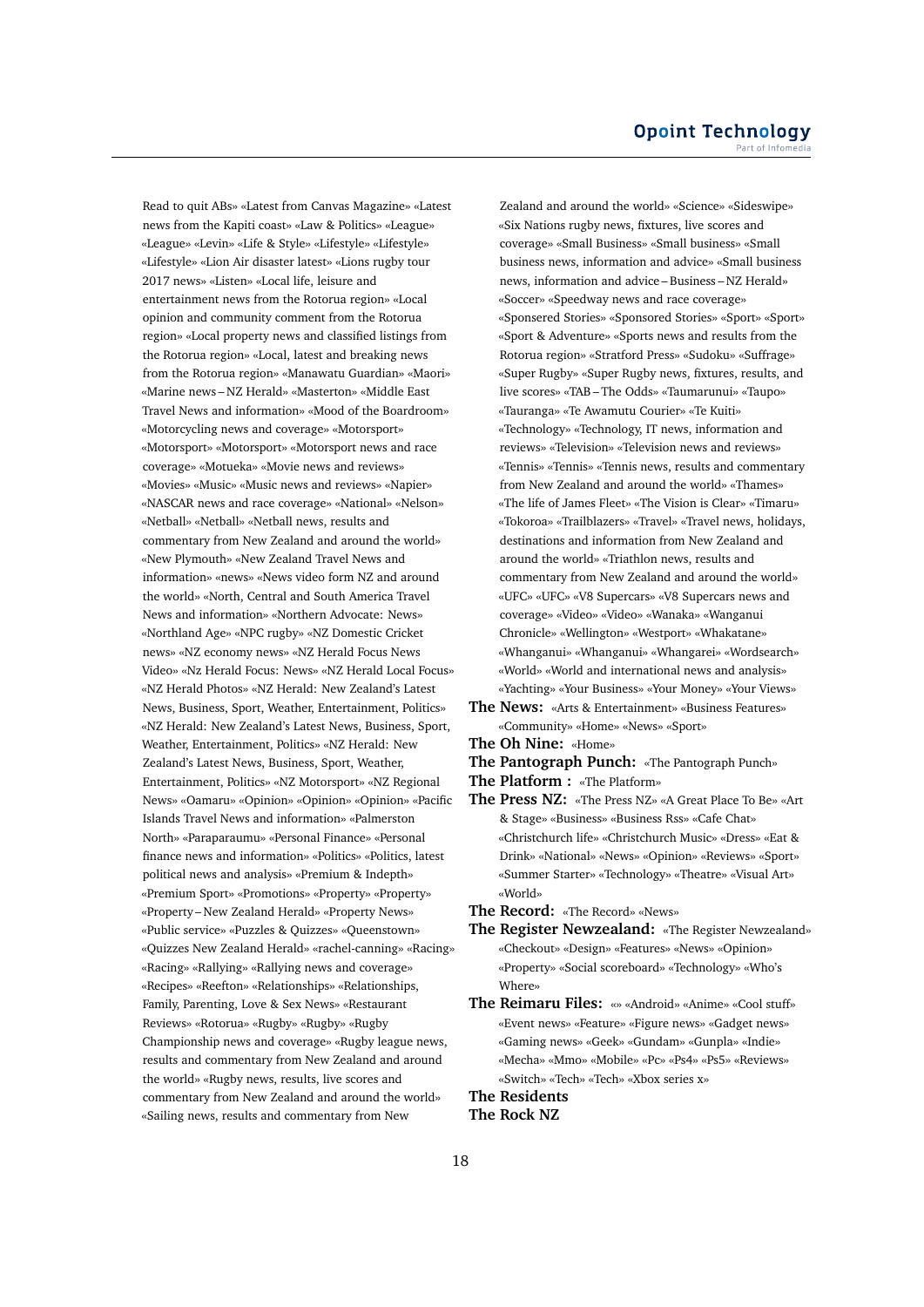Read to quit ABs» «Latest from Canvas Magazine» «Latest news from the Kapiti coast» «Law & Politics» «League» «League» «Levin» «Life & Style» «Lifestyle» «Lifestyle» «Lifestyle» «Lion Air disaster latest» «Lions rugby tour 2017 news» «Listen» «Local life, leisure and entertainment news from the Rotorua region» «Local opinion and community comment from the Rotorua region» «Local property news and classified listings from the Rotorua region» «Local, latest and breaking news from the Rotorua region» «Manawatu Guardian» «Maori» «Marine news – NZ Herald» «Masterton» «Middle East Travel News and information» «Mood of the Boardroom» «Motorcycling news and coverage» «Motorsport» «Motorsport» «Motorsport» «Motorsport news and race coverage» «Motueka» «Movie news and reviews» «Movies» «Music» «Music news and reviews» «Napier» «NASCAR news and race coverage» «National» «Nelson» «Netball» «Netball» «Netball news, results and commentary from New Zealand and around the world» «New Plymouth» «New Zealand Travel News and information» «news» «News video form NZ and around the world» «North, Central and South America Travel News and information» «Northern Advocate: News» «Northland Age» «NPC rugby» «NZ Domestic Cricket news» «NZ economy news» «NZ Herald Focus News Video» «Nz Herald Focus: News» «NZ Herald Local Focus» «NZ Herald Photos» «NZ Herald: New Zealand's Latest News, Business, Sport, Weather, Entertainment, Politics» «NZ Herald: New Zealand's Latest News, Business, Sport, Weather, Entertainment, Politics» «NZ Herald: New Zealand's Latest News, Business, Sport, Weather, Entertainment, Politics» «NZ Motorsport» «NZ Regional News» «Oamaru» «Opinion» «Opinion» «Opinion» «Pacific Islands Travel News and information» «Palmerston North» «Paraparaumu» «Personal Finance» «Personal finance news and information» «Politics» «Politics, latest political news and analysis» «Premium & Indepth» «Premium Sport» «Promotions» «Property» «Property» «Property – New Zealand Herald» «Property News» «Public service» «Puzzles & Quizzes» «Queenstown» «Quizzes New Zealand Herald» «rachel-canning» «Racing» «Racing» «Rallying» «Rallying news and coverage» «Recipes» «Reefton» «Relationships» «Relationships, Family, Parenting, Love & Sex News» «Restaurant Reviews» «Rotorua» «Rugby» «Rugby» «Rugby Championship news and coverage» «Rugby league news, results and commentary from New Zealand and around the world» «Rugby news, results, live scores and commentary from New Zealand and around the world» «Sailing news, results and commentary from New Zealand and around the world» «Science» «Sideswipe» «Six Nations rugby news, fixtures, live scores and coverage» «Small Business» «Small business» «Small business news, information and advice» «Small business news, information and advice – Business – NZ Herald» «Soccer» «Speedway news and race coverage» «Sponsered Stories» «Sponsored Stories» «Sport» «Sport» «Sport & Adventure» «Sports news and results from the Rotorua region» «Stratford Press» «Sudoku» «Suffrage» «Super Rugby» «Super Rugby news, fixtures, results, and live scores» «TAB – The Odds» «Taumarunui» «Taupo» «Tauranga» «Te Awamutu Courier» «Te Kuiti» «Technology» «Technology, IT news, information and reviews» «Television» «Television news and reviews» «Tennis» «Tennis» «Tennis news, results and commentary from New Zealand and around the world» «Thames» «The life of James Fleet» «The Vision is Clear» «Timaru» «Tokoroa» «Trailblazers» «Travel» «Travel news, holidays, destinations and information from New Zealand and around the world» «Triathlon news, results and commentary from New Zealand and around the world» «UFC» «UFC» «V8 Supercars» «V8 Supercars news and coverage» «Video» «Video» «Wanaka» «Wanganui Chronicle» «Wellington» «Westport» «Whakatane» «Whanganui» «Whanganui» «Whangarei» «Wordsearch» «World» «World and international news and analysis» «Yachting» «Your Business» «Your Money» «Your Views»

**The News:** «Arts & Entertainment» «Business Features» «Community» «Home» «News» «Sport»

**The Oh Nine:** «Home»

**The Pantograph Punch:** «The Pantograph Punch»

**The Platform :** «The Platform»

**The Press NZ:** «The Press NZ» «A Great Place To Be» «Art & Stage» «Business» «Business Rss» «Cafe Chat» «Christchurch life» «Christchurch Music» «Dress» «Eat & Drink» «National» «News» «Opinion» «Reviews» «Sport» «Summer Starter» «Technology» «Theatre» «Visual Art» «World»

**The Record:** «The Record» «News»

**The Register Newzealand:** «The Register Newzealand» «Checkout» «Design» «Features» «News» «Opinion» «Property» «Social scoreboard» «Technology» «Who's Where»

**The Reimaru Files:** «» «Android» «Anime» «Cool stuff» «Event news» «Feature» «Figure news» «Gadget news» «Gaming news» «Geek» «Gundam» «Gunpla» «Indie» «Mecha» «Mmo» «Mobile» «Pc» «Ps4» «Ps5» «Reviews» «Switch» «Tech» «Tech» «Xbox series x»

**The Residents**

**The Rock NZ**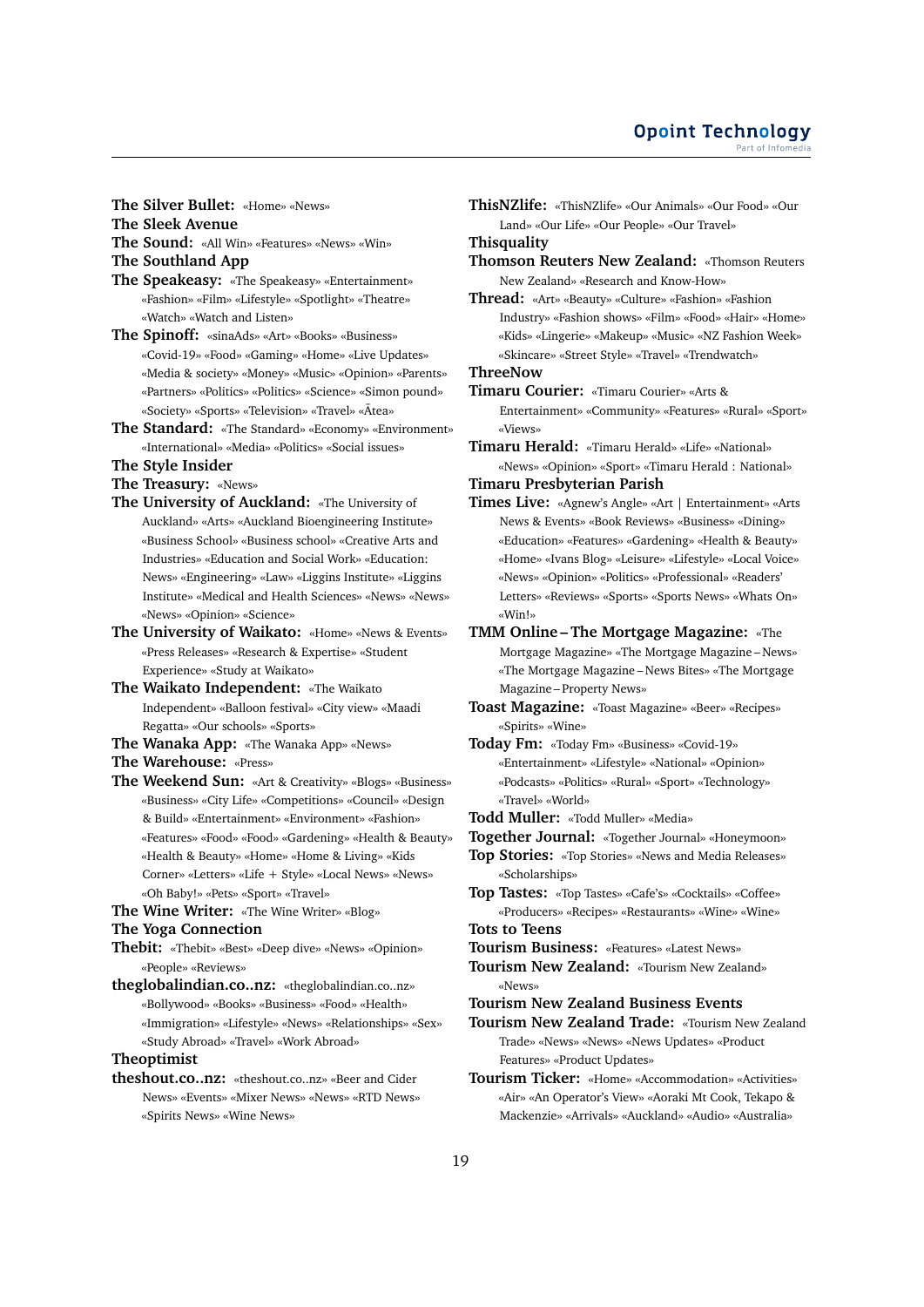**The Silver Bullet:** «Home» «News»

**The Sleek Avenue**

**The Sound:** «All Win» «Features» «News» «Win»

**The Southland App**

**The Speakeasy:** «The Speakeasy» «Entertainment» «Fashion» «Film» «Lifestyle» «Spotlight» «Theatre» «Watch» «Watch and Listen»

**The Spinoff:** «sinaAds» «Art» «Books» «Business» «Covid-19» «Food» «Gaming» «Home» «Live Updates» «Media & society» «Money» «Music» «Opinion» «Parents» «Partners» «Politics» «Politics» «Science» «Simon pound» «Society» «Sports» «Television» «Travel» «Ātea»

**The Standard:** «The Standard» «Economy» «Environment» «International» «Media» «Politics» «Social issues»

**The Style Insider**

**The Treasury:** «News»

**The University of Auckland:** «The University of Auckland» «Arts» «Auckland Bioengineering Institute» «Business School» «Business school» «Creative Arts and Industries» «Education and Social Work» «Education: News» «Engineering» «Law» «Liggins Institute» «Liggins Institute» «Medical and Health Sciences» «News» «News» «News» «Opinion» «Science»

**The University of Waikato:** «Home» «News & Events» «Press Releases» «Research & Expertise» «Student Experience» «Study at Waikato»

**The Waikato Independent:** «The Waikato Independent» «Balloon festival» «City view» «Maadi Regatta» «Our schools» «Sports»

**The Wanaka App:** «The Wanaka App» «News»

**The Warehouse:** «Press»

**The Weekend Sun:** «Art & Creativity» «Blogs» «Business» «Business» «City Life» «Competitions» «Council» «Design & Build» «Entertainment» «Environment» «Fashion» «Features» «Food» «Food» «Gardening» «Health & Beauty» «Health & Beauty» «Home» «Home & Living» «Kids Corner» «Letters» «Life + Style» «Local News» «News» «Oh Baby!» «Pets» «Sport» «Travel»

**The Wine Writer:** «The Wine Writer» «Blog»

**The Yoga Connection**

**Thebit:** «Thebit» «Best» «Deep dive» «News» «Opinion» «People» «Reviews»

**theglobalindian.co..nz:** «theglobalindian.co..nz» «Bollywood» «Books» «Business» «Food» «Health» «Immigration» «Lifestyle» «News» «Relationships» «Sex» «Study Abroad» «Travel» «Work Abroad»

**Theoptimist**

**theshout.co..nz:** «theshout.co..nz» «Beer and Cider News» «Events» «Mixer News» «News» «RTD News» «Spirits News» «Wine News»

**ThisNZlife:** «ThisNZlife» «Our Animals» «Our Food» «Our Land» «Our Life» «Our People» «Our Travel»

**Thisquality**

**Thomson Reuters New Zealand:** «Thomson Reuters New Zealand» «Research and Know-How»

**Thread:** «Art» «Beauty» «Culture» «Fashion» «Fashion Industry» «Fashion shows» «Film» «Food» «Hair» «Home» «Kids» «Lingerie» «Makeup» «Music» «NZ Fashion Week» «Skincare» «Street Style» «Travel» «Trendwatch»

**ThreeNow**

**Timaru Courier:** «Timaru Courier» «Arts & Entertainment» «Community» «Features» «Rural» «Sport» «Views»

**Timaru Herald:** «Timaru Herald» «Life» «National» «News» «Opinion» «Sport» «Timaru Herald : National»

**Timaru Presbyterian Parish**

**Times Live:** «Agnew's Angle» «Art | Entertainment» «Arts News & Events» «Book Reviews» «Business» «Dining» «Education» «Features» «Gardening» «Health & Beauty» «Home» «Ivans Blog» «Leisure» «Lifestyle» «Local Voice» «News» «Opinion» «Politics» «Professional» «Readers' Letters» «Reviews» «Sports» «Sports News» «Whats On» «Win!»

**TMM Online – The Mortgage Magazine:** «The Mortgage Magazine» «The Mortgage Magazine – News» «The Mortgage Magazine – News Bites» «The Mortgage Magazine – Property News»

**Toast Magazine:** «Toast Magazine» «Beer» «Recipes» «Spirits» «Wine»

**Today Fm:** «Today Fm» «Business» «Covid-19» «Entertainment» «Lifestyle» «National» «Opinion» «Podcasts» «Politics» «Rural» «Sport» «Technology» «Travel» «World»

**Todd Muller:** «Todd Muller» «Media»

**Together Journal:** «Together Journal» «Honeymoon»

**Top Stories:** «Top Stories» «News and Media Releases» «Scholarships»

**Top Tastes:** «Top Tastes» «Cafe's» «Cocktails» «Coffee» «Producers» «Recipes» «Restaurants» «Wine» «Wine»

**Tots to Teens**

**Tourism Business:** «Features» «Latest News»

**Tourism New Zealand:** «Tourism New Zealand» «News»

**Tourism New Zealand Business Events**

**Tourism New Zealand Trade:** «Tourism New Zealand Trade» «News» «News» «News Updates» «Product Features» «Product Updates»

**Tourism Ticker:** «Home» «Accommodation» «Activities» «Air» «An Operator's View» «Aoraki Mt Cook, Tekapo & Mackenzie» «Arrivals» «Auckland» «Audio» «Australia»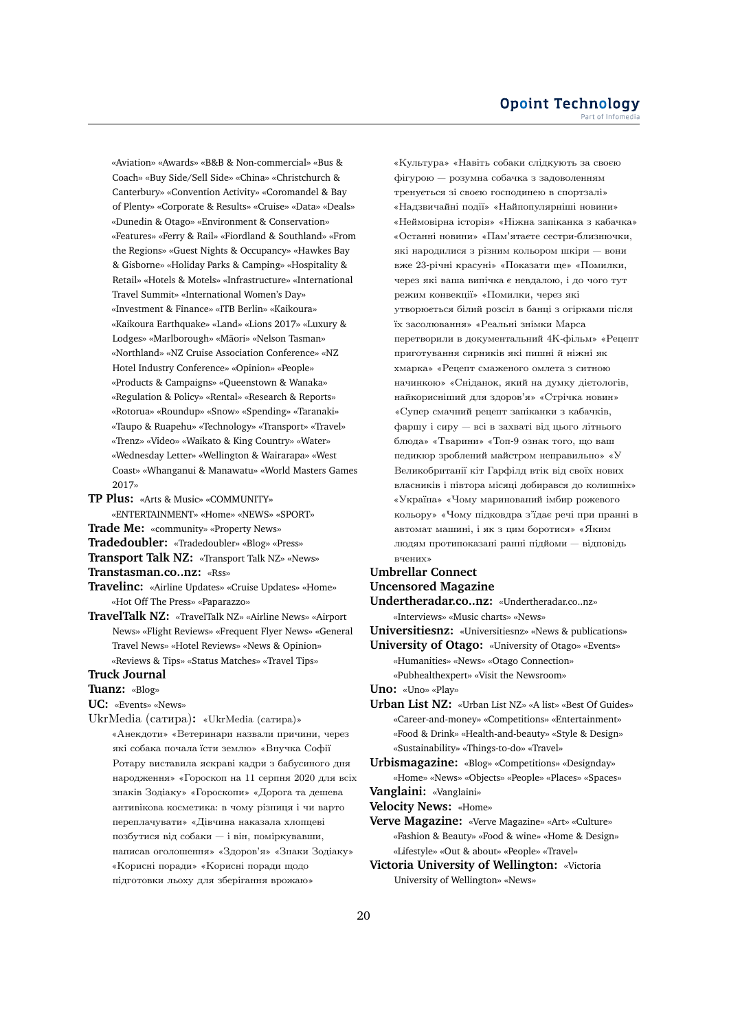«Aviation» «Awards» «B&B & Non-commercial» «Bus & Coach» «Buy Side/Sell Side» «China» «Christchurch & Canterbury» «Convention Activity» «Coromandel & Bay of Plenty» «Corporate & Results» «Cruise» «Data» «Deals» «Dunedin & Otago» «Environment & Conservation» «Features» «Ferry & Rail» «Fiordland & Southland» «From the Regions» «Guest Nights & Occupancy» «Hawkes Bay & Gisborne» «Holiday Parks & Camping» «Hospitality & Retail» «Hotels & Motels» «Infrastructure» «International Travel Summit» «International Women's Day» «Investment & Finance» «ITB Berlin» «Kaikoura» «Kaikoura Earthquake» «Land» «Lions 2017» «Luxury & Lodges» «Marlborough» «Māori» «Nelson Tasman» «Northland» «NZ Cruise Association Conference» «NZ Hotel Industry Conference» «Opinion» «People» «Products & Campaigns» «Queenstown & Wanaka» «Regulation & Policy» «Rental» «Research & Reports» «Rotorua» «Roundup» «Snow» «Spending» «Taranaki» «Taupo & Ruapehu» «Technology» «Transport» «Travel» «Trenz» «Video» «Waikato & King Country» «Water» «Wednesday Letter» «Wellington & Wairarapa» «West Coast» «Whanganui & Manawatu» «World Masters Games 2017»

**TP Plus:** «Arts & Music» «COMMUNITY» «ENTERTAINMENT» «Home» «NEWS» «SPORT»

**Trade Me:** «community» «Property News»

**Tradedoubler:** «Tradedoubler» «Blog» «Press»

**Transport Talk NZ:** «Transport Talk NZ» «News»

**Transtasman.co..nz:** «Rss»

**Travelinc:** «Airline Updates» «Cruise Updates» «Home» «Hot Off The Press» «Paparazzo»

**TravelTalk NZ:** «TravelTalk NZ» «Airline News» «Airport News» «Flight Reviews» «Frequent Flyer News» «General Travel News» «Hotel Reviews» «News & Opinion» «Reviews & Tips» «Status Matches» «Travel Tips»

**Truck Journal**

**Tuanz:** «Blog»

**UC:** «Events» «News»

UkrMedia (сатира)**:** «UkrMedia (сатира)» «Анекдоти» «Ветеринари назвали причини, через які собака почала їсти землю» «Внучка Софії Ротару виставила яскраві кадри з бабусиного дня народження» «Гороскоп на 11 серпня 2020 для всіх знаків Зодіаку» «Гороскопи» «Дорога та дешева антивікова косметика: в чому різниця і чи варто переплачувати» «Дівчина наказала хлопцеві позбутися від собаки — і він, поміркувавши, написав оголошення» «Здоров'я» «Знаки Зодіаку» «Корисні поради» «Корисні поради щодо підготовки льоху для зберігання врожаю» «Культура» «Навіть собаки слідкують за своєю фігурою — розумна собачка з задоволенням тренується зі своєю господинею в спортзалі» «Надзвичайні події» «Найпопулярніші новини» «Неймовірна історія» «Ніжна запіканка з кабачка» «Останні новини» «Пам'ятаєте сестри-близнючки, які народилися з різним кольором шкіри — вони вже 23-річні красуні» «Показати ще» «Помилки, через які ваша випічка є невдалою, і до чого тут режим конвекції» «Помилки, через які утворюється білий розсіл в банці з огірками після їх засолювання» «Реальні знімки Марса перетворили в документальний 4К-фільм» «Рецепт приготування сирників які пишні й ніжні як хмарка» «Рецепт смаженого омлета з ситною начинкою» «Сніданок, який на думку дієтологів, найкорисніший для здоров'я» «Стрічка новин» «Супер смачний рецепт запіканки з кабачків, фаршу і сиру — всі в захваті від цього літнього блюда» «Тварини» «Топ-9 ознак того, що ваш педикюр зроблений майстром неправильно» «У Великобританії кіт Гарфілд втік від своїх нових власників і півтора місяці добирався до колишніх» «Україна» «Чому маринований імбир рожевого кольору» «Чому підковдра з'їдає речі при пранні в автомат машині, і як з цим боротися» «Яким людям протипоказані ранні підйоми — відповідь вчених»

**Umbrellar Connect**

**Uncensored Magazine**

**Undertheradar.co..nz:** «Undertheradar.co..nz» «Interviews» «Music charts» «News»

**Universitiesnz:** «Universitiesnz» «News & publications»

**University of Otago:** «University of Otago» «Events» «Humanities» «News» «Otago Connection» «Pubhealthexpert» «Visit the Newsroom»

**Uno:** «Uno» «Play»

**Urban List NZ:** «Urban List NZ» «A list» «Best Of Guides» «Career-and-money» «Competitions» «Entertainment» «Food & Drink» «Health-and-beauty» «Style & Design» «Sustainability» «Things-to-do» «Travel»

**Urbismagazine:** «Blog» «Competitions» «Designday» «Home» «News» «Objects» «People» «Places» «Spaces»

**Vanglaini:** «Vanglaini»

**Velocity News:** «Home»

**Verve Magazine:** «Verve Magazine» «Art» «Culture» «Fashion & Beauty» «Food & wine» «Home & Design» «Lifestyle» «Out & about» «People» «Travel»

**Victoria University of Wellington:** «Victoria University of Wellington» «News»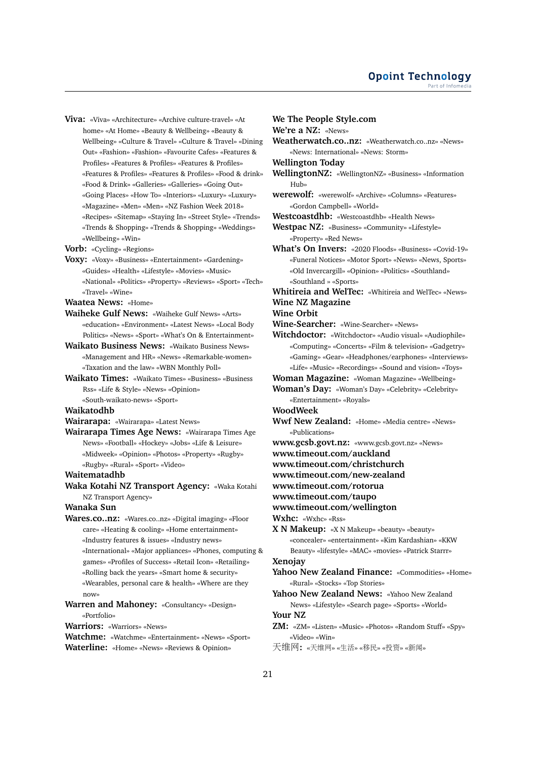**Viva:** «Viva» «Architecture» «Archive culture-travel» «At home» «At Home» «Beauty & Wellbeing» «Beauty & Wellbeing» «Culture & Travel» «Culture & Travel» «Dining Out» «Fashion» «Fashion» «Favourite Cafes» «Features & Profiles» «Features & Profiles» «Features & Profiles» «Features & Profiles» «Features & Profiles» «Food & drink» «Food & Drink» «Galleries» «Galleries» «Going Out» «Going Places» «How To» «Interiors» «Luxury» «Luxury» «Magazine» «Men» «Men» «NZ Fashion Week 2018» «Recipes» «Sitemap» «Staying In» «Street Style» «Trends» «Trends & Shopping» «Trends & Shopping» «Weddings» «Wellbeing» «Win»

**Vorb:** «Cycling» «Regions»

**Voxy:** «Voxy» «Business» «Entertainment» «Gardening» «Guides» «Health» «Lifestyle» «Movies» «Music» «National» «Politics» «Property» «Reviews» «Sport» «Tech» «Travel» «Wine»

**Waatea News:** «Home»

**Waiheke Gulf News:** «Waiheke Gulf News» «Arts» «education» «Environment» «Latest News» «Local Body Politics» «News» «Sport» «What's On & Entertainment»

**Waikato Business News:** «Waikato Business News» «Management and HR» «News» «Remarkable-women» «Taxation and the law» «WBN Monthly Poll»

**Waikato Times:** «Waikato Times» «Business» «Business Rss» «Life & Style» «News» «Opinion» «South-waikato-news» «Sport»

**Waikatodhb**

**Wairarapa:** «Wairarapa» «Latest News»

**Wairarapa Times Age News:** «Wairarapa Times Age News» «Football» «Hockey» «Jobs» «Life & Leisure» «Midweek» «Opinion» «Photos» «Property» «Rugby» «Rugby» «Rural» «Sport» «Video»

**Waitematadhb**

**Waka Kotahi NZ Transport Agency:** «Waka Kotahi NZ Transport Agency»

**Wanaka Sun**

**Wares.co..nz:** «Wares.co..nz» «Digital imaging» «Floor care» «Heating & cooling» «Home entertainment» «Industry features & issues» «Industry news» «International» «Major appliances» «Phones, computing & games» «Profiles of Success» «Retail Icon» «Retailing» «Rolling back the years» «Smart home & security» «Wearables, personal care & health» «Where are they now»

**Warren and Mahoney:** «Consultancy» «Design» «Portfolio»

**Warriors:** «Warriors» «News»

**Watchme:** «Watchme» «Entertainment» «News» «Sport»

**Waterline:** «Home» «News» «Reviews & Opinion»

**We The People Style.com**

**We're a NZ:** «News»

**Weatherwatch.co..nz:** «Weatherwatch.co..nz» «News» «News: International» «News: Storm»

**Wellington Today**

**WellingtonNZ:** «WellingtonNZ» «Business» «Information Hub»

**werewolf:** «werewolf» «Archive» «Columns» «Features» «Gordon Campbell» «World»

**Westcoastdhb:** «Westcoastdhb» «Health News»

**Westpac NZ:** «Business» «Community» «Lifestyle» «Property» «Red News»

**What's On Invers:** «2020 Floods» «Business» «Covid-19» «Funeral Notices» «Motor Sport» «News» «News, Sports» «Old Invercargill» «Opinion» «Politics» «Southland» «Southland » «Sports»

**Whitireia and WelTec:** «Whitireia and WelTec» «News»

**Wine NZ Magazine**

**Wine Orbit**

**Wine-Searcher:** «Wine-Searcher» «News»

**Witchdoctor:** «Witchdoctor» «Audio visual» «Audiophile» «Computing» «Concerts» «Film & television» «Gadgetry» «Gaming» «Gear» «Headphones/earphones» «Interviews» «Life» «Music» «Recordings» «Sound and vision» «Toys»

**Woman Magazine:** «Woman Magazine» «Wellbeing»

**Woman's Day:** «Woman's Day» «Celebrity» «Celebrity» «Entertainment» «Royals»

**WoodWeek**

**Wwf New Zealand:** «Home» «Media centre» «News» «Publications»

**www.gcsb.govt.nz:** «www.gcsb.govt.nz» «News»

**www.timeout.com/auckland**

**www.timeout.com/christchurch**

**www.timeout.com/new-zealand**

**www.timeout.com/rotorua**

**www.timeout.com/taupo**

**www.timeout.com/wellington**

**Wxhc:** «Wxhc» «Rss»

**X N Makeup:** «X N Makeup» «beauty» «beauty» «concealer» «entertainment» «Kim Kardashian» «KKW Beauty» «lifestyle» «MAC» «movies» «Patrick Starrr»

**Xenojay**

**Yahoo New Zealand Finance:** «Commodities» «Home» «Rural» «Stocks» «Top Stories»

**Yahoo New Zealand News:** «Yahoo New Zealand News» «Lifestyle» «Search page» «Sports» «World»

**Your NZ**

**ZM:** «ZM» «Listen» «Music» «Photos» «Random Stuff» «Spy» «Video» «Win»

**天维网:** «天维网» «生活» «移民» «投资» «新闻»